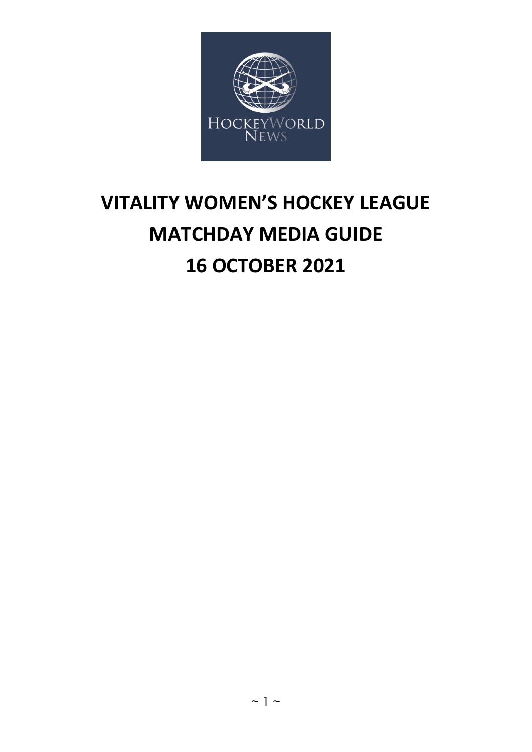# VITALITY WOMEN'S HOCKEY LEAGUE
# MATCHDAY MEDIA GUIDE
# 16 OCTOBER 2021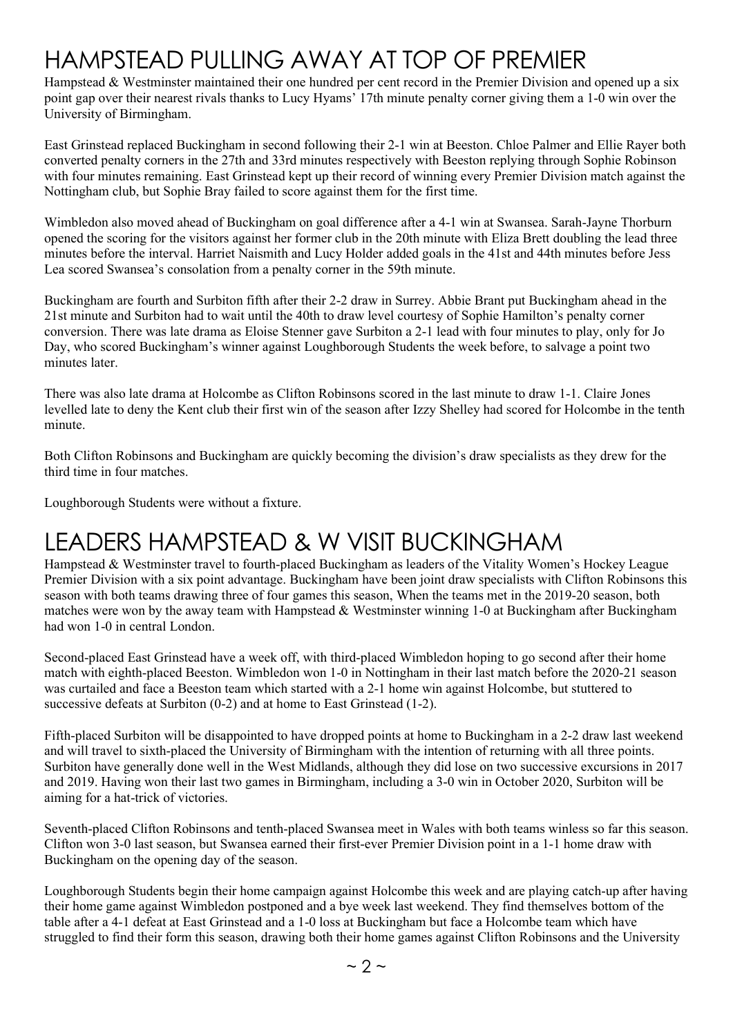# HAMPSTEAD PULLING AWAY AT TOP OF PREMIER

Hampstead & Westminster maintained their one hundred per cent record in the Premier Division and opened up a six point gap over their nearest rivals thanks to Lucy Hyams' 17th minute penalty corner giving them a 1-0 win over the University of Birmingham.

East Grinstead replaced Buckingham in second following their 2-1 win at Beeston. Chloe Palmer and Ellie Rayer both converted penalty corners in the 27th and 33rd minutes respectively with Beeston replying through Sophie Robinson with four minutes remaining. East Grinstead kept up their record of winning every Premier Division match against the Nottingham club, but Sophie Bray failed to score against them for the first time.

Wimbledon also moved ahead of Buckingham on goal difference after a 4-1 win at Swansea. Sarah-Jayne Thorburn opened the scoring for the visitors against her former club in the 20th minute with Eliza Brett doubling the lead three minutes before the interval. Harriet Naismith and Lucy Holder added goals in the 41st and 44th minutes before Jess Lea scored Swansea's consolation from a penalty corner in the 59th minute.

Buckingham are fourth and Surbiton fifth after their 2-2 draw in Surrey. Abbie Brant put Buckingham ahead in the 21st minute and Surbiton had to wait until the 40th to draw level courtesy of Sophie Hamilton's penalty corner conversion. There was late drama as Eloise Stenner gave Surbiton a 2-1 lead with four minutes to play, only for Jo Day, who scored Buckingham's winner against Loughborough Students the week before, to salvage a point two minutes later.

There was also late drama at Holcombe as Clifton Robinsons scored in the last minute to draw 1-1. Claire Jones levelled late to deny the Kent club their first win of the season after Izzy Shelley had scored for Holcombe in the tenth minute.

Both Clifton Robinsons and Buckingham are quickly becoming the division's draw specialists as they drew for the third time in four matches.

Loughborough Students were without a fixture.

# LEADERS HAMPSTEAD & W VISIT BUCKINGHAM

Hampstead & Westminster travel to fourth-placed Buckingham as leaders of the Vitality Women's Hockey League Premier Division with a six point advantage. Buckingham have been joint draw specialists with Clifton Robinsons this season with both teams drawing three of four games this season, When the teams met in the 2019-20 season, both matches were won by the away team with Hampstead & Westminster winning 1-0 at Buckingham after Buckingham had won 1-0 in central London.

Second-placed East Grinstead have a week off, with third-placed Wimbledon hoping to go second after their home match with eighth-placed Beeston. Wimbledon won 1-0 in Nottingham in their last match before the 2020-21 season was curtailed and face a Beeston team which started with a 2-1 home win against Holcombe, but stuttered to successive defeats at Surbiton (0-2) and at home to East Grinstead (1-2).

Fifth-placed Surbiton will be disappointed to have dropped points at home to Buckingham in a 2-2 draw last weekend and will travel to sixth-placed the University of Birmingham with the intention of returning with all three points. Surbiton have generally done well in the West Midlands, although they did lose on two successive excursions in 2017 and 2019. Having won their last two games in Birmingham, including a 3-0 win in October 2020, Surbiton will be aiming for a hat-trick of victories.

Seventh-placed Clifton Robinsons and tenth-placed Swansea meet in Wales with both teams winless so far this season. Clifton won 3-0 last season, but Swansea earned their first-ever Premier Division point in a 1-1 home draw with Buckingham on the opening day of the season.

Loughborough Students begin their home campaign against Holcombe this week and are playing catch-up after having their home game against Wimbledon postponed and a bye week last weekend. They find themselves bottom of the table after a 4-1 defeat at East Grinstead and a 1-0 loss at Buckingham but face a Holcombe team which have struggled to find their form this season, drawing both their home games against Clifton Robinsons and the University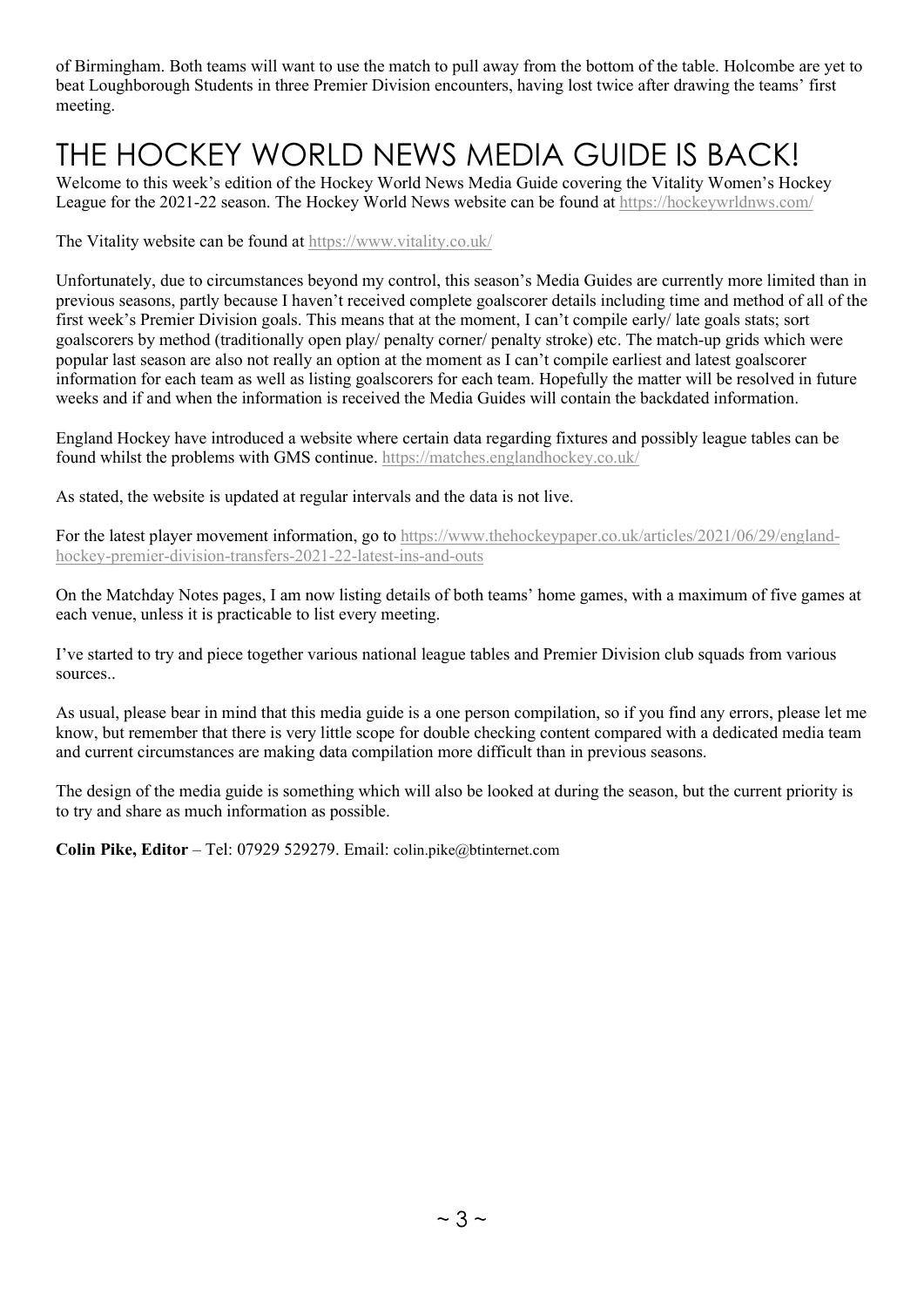of Birmingham. Both teams will want to use the match to pull away from the bottom of the table. Holcombe are yet to beat Loughborough Students in three Premier Division encounters, having lost twice after drawing the teams' first meeting.

# THE HOCKEY WORLD NEWS MEDIA GUIDE IS BACK!

Welcome to this week's edition of the Hockey World News Media Guide covering the Vitality Women's Hockey League for the 2021-22 season. The Hockey World News website can be found at https://hockeywrldnws.com/

The Vitality website can be found at https://www.vitality.co.uk/

Unfortunately, due to circumstances beyond my control, this season's Media Guides are currently more limited than in previous seasons, partly because I haven't received complete goalscorer details including time and method of all of the first week's Premier Division goals. This means that at the moment, I can't compile early/ late goals stats; sort goalscorers by method (traditionally open play/ penalty corner/ penalty stroke) etc. The match-up grids which were popular last season are also not really an option at the moment as I can't compile earliest and latest goalscorer information for each team as well as listing goalscorers for each team. Hopefully the matter will be resolved in future weeks and if and when the information is received the Media Guides will contain the backdated information.

England Hockey have introduced a website where certain data regarding fixtures and possibly league tables can be found whilst the problems with GMS continue. https://matches.englandhockey.co.uk/

As stated, the website is updated at regular intervals and the data is not live.

For the latest player movement information, go to https://www.thehockeypaper.co.uk/articles/2021/06/29/england-hockey-premier-division-transfers-2021-22-latest-ins-and-outs

On the Matchday Notes pages, I am now listing details of both teams' home games, with a maximum of five games at each venue, unless it is practicable to list every meeting.

I've started to try and piece together various national league tables and Premier Division club squads from various sources..

As usual, please bear in mind that this media guide is a one person compilation, so if you find any errors, please let me know, but remember that there is very little scope for double checking content compared with a dedicated media team and current circumstances are making data compilation more difficult than in previous seasons.

The design of the media guide is something which will also be looked at during the season, but the current priority is to try and share as much information as possible.

**Colin Pike, Editor** – Tel: 07929 529279. Email: colin.pike@btinternet.com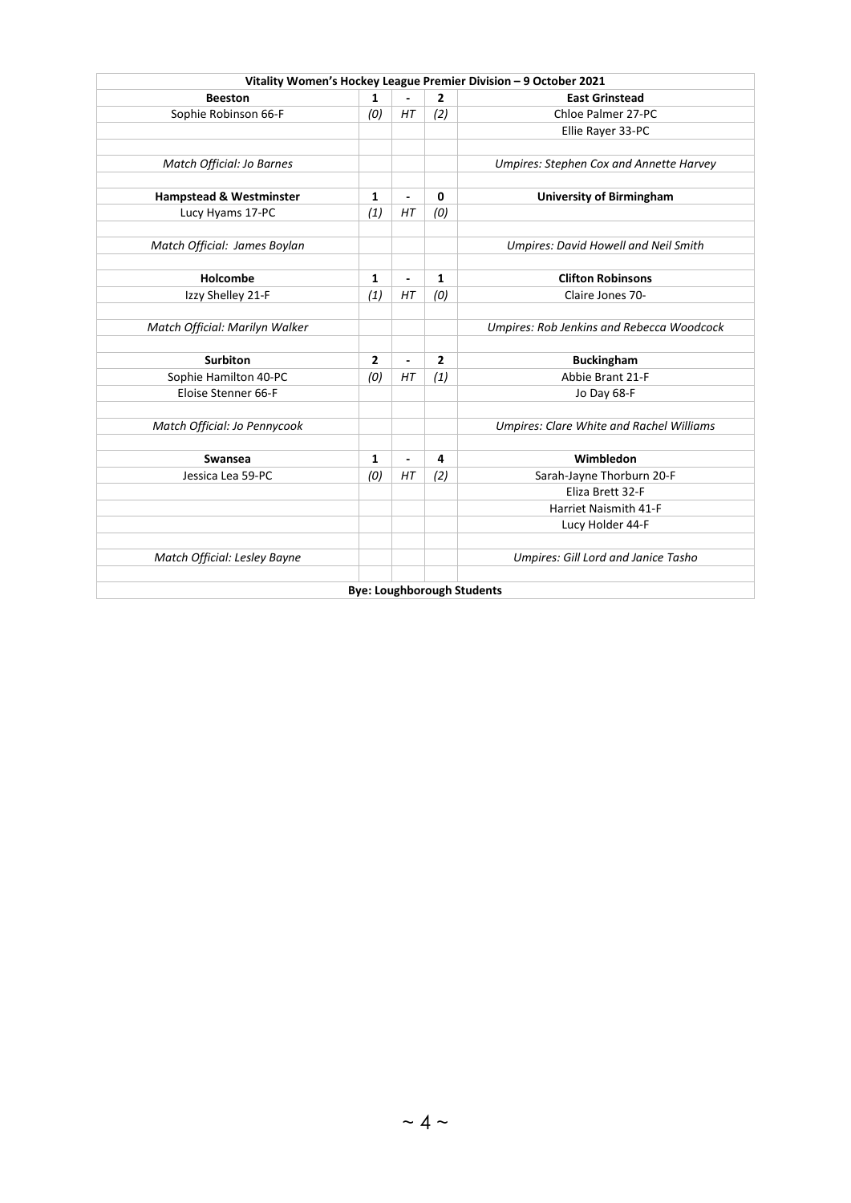| Vitality Women's Hockey League Premier Division – 9 October 2021 | | | | |
|---|---|---|---|---|
| **Beeston** | **1** | **-** | **2** | **East Grinstead** |
| Sophie Robinson 66-F | *(0)* | *HT* | *(2)* | Chloe Palmer 27-PC |
| | | | | Ellie Rayer 33-PC |
| | | | | |
| *Match Official: Jo Barnes* | | | | *Umpires: Stephen Cox and Annette Harvey* |
| | | | | |
| **Hampstead & Westminster** | **1** | **-** | **0** | **University of Birmingham** |
| Lucy Hyams 17-PC | *(1)* | *HT* | *(0)* | |
| | | | | |
| *Match Official: James Boylan* | | | | *Umpires: David Howell and Neil Smith* |
| | | | | |
| **Holcombe** | **1** | **-** | **1** | **Clifton Robinsons** |
| Izzy Shelley 21-F | *(1)* | *HT* | *(0)* | Claire Jones 70- |
| | | | | |
| *Match Official: Marilyn Walker* | | | | *Umpires: Rob Jenkins and Rebecca Woodcock* |
| | | | | |
| **Surbiton** | **2** | **-** | **2** | **Buckingham** |
| Sophie Hamilton 40-PC | *(0)* | *HT* | *(1)* | Abbie Brant 21-F |
| Eloise Stenner 66-F | | | | Jo Day 68-F |
| | | | | |
| *Match Official: Jo Pennycook* | | | | *Umpires: Clare White and Rachel Williams* |
| | | | | |
| **Swansea** | **1** | **-** | **4** | **Wimbledon** |
| Jessica Lea 59-PC | *(0)* | *HT* | *(2)* | Sarah-Jayne Thorburn 20-F |
| | | | | Eliza Brett 32-F |
| | | | | Harriet Naismith 41-F |
| | | | | Lucy Holder 44-F |
| | | | | |
| *Match Official: Lesley Bayne* | | | | *Umpires: Gill Lord and Janice Tasho* |
| | | | | |
| **Bye: Loughborough Students** | | | | |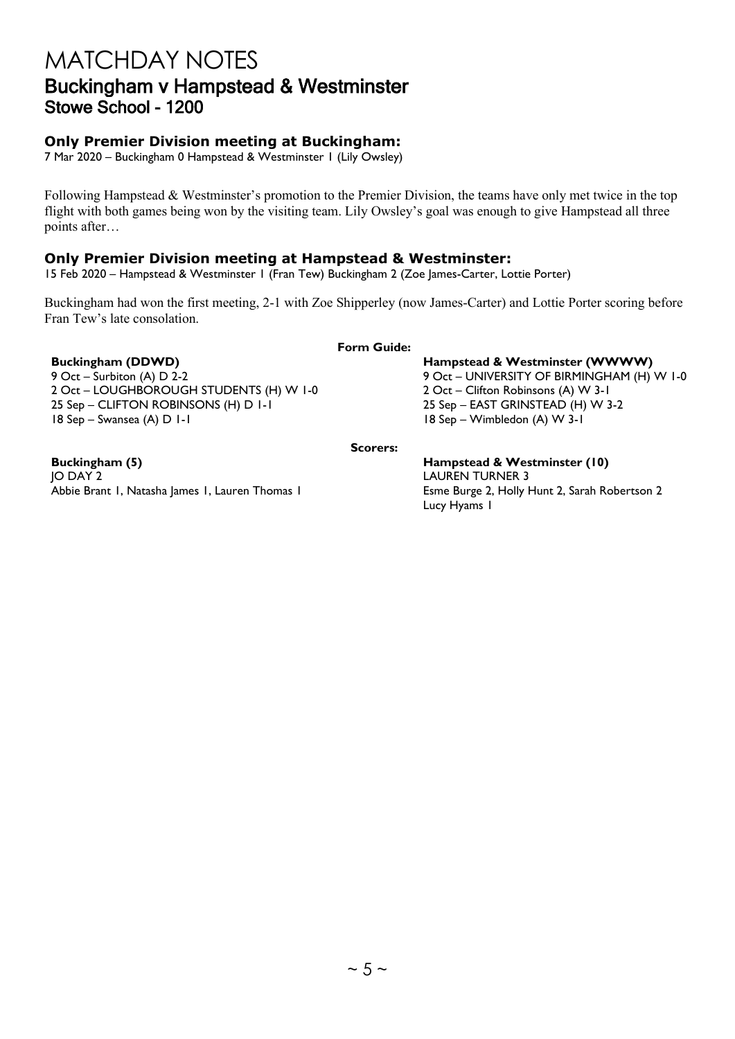# MATCHDAY NOTES

## Buckingham v Hampstead & Westminster

### Stowe School - 1200

**Only Premier Division meeting at Buckingham:**

7 Mar 2020 – Buckingham 0 Hampstead & Westminster 1 (Lily Owsley)

Following Hampstead & Westminster's promotion to the Premier Division, the teams have only met twice in the top flight with both games being won by the visiting team. Lily Owsley's goal was enough to give Hampstead all three points after…

**Only Premier Division meeting at Hampstead & Westminster:**

15 Feb 2020 – Hampstead & Westminster 1 (Fran Tew) Buckingham 2 (Zoe James-Carter, Lottie Porter)

Buckingham had won the first meeting, 2-1 with Zoe Shipperley (now James-Carter) and Lottie Porter scoring before Fran Tew's late consolation.

**Form Guide:**

**Buckingham (DDWD)**

9 Oct – Surbiton (A) D 2-2
2 Oct – LOUGHBOROUGH STUDENTS (H) W 1-0
25 Sep – CLIFTON ROBINSONS (H) D 1-1
18 Sep – Swansea (A) D 1-1

**Hampstead & Westminster (WWWW)**

9 Oct – UNIVERSITY OF BIRMINGHAM (H) W 1-0
2 Oct – Clifton Robinsons (A) W 3-1
25 Sep – EAST GRINSTEAD (H) W 3-2
18 Sep – Wimbledon (A) W 3-1

**Scorers:**

**Buckingham (5)**

JO DAY 2
Abbie Brant 1, Natasha James 1, Lauren Thomas 1

**Hampstead & Westminster (10)**

LAUREN TURNER 3
Esme Burge 2, Holly Hunt 2, Sarah Robertson 2
Lucy Hyams 1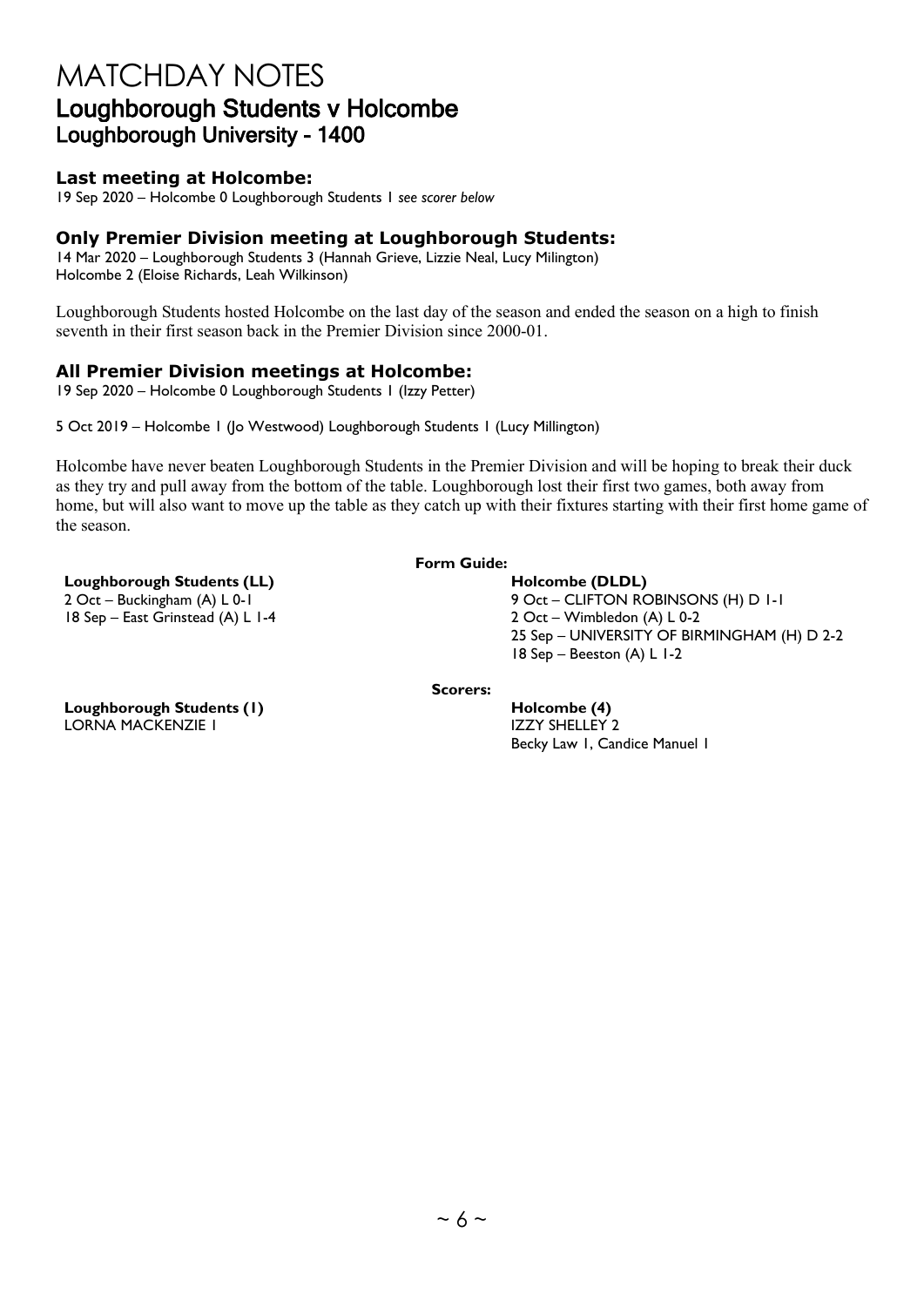# MATCHDAY NOTES

## Loughborough Students v Holcombe

### Loughborough University - 1400

**Last meeting at Holcombe:**
19 Sep 2020 – Holcombe 0 Loughborough Students 1 *see scorer below*

**Only Premier Division meeting at Loughborough Students:**
14 Mar 2020 – Loughborough Students 3 (Hannah Grieve, Lizzie Neal, Lucy Milington)
Holcombe 2 (Eloise Richards, Leah Wilkinson)

Loughborough Students hosted Holcombe on the last day of the season and ended the season on a high to finish seventh in their first season back in the Premier Division since 2000-01.

**All Premier Division meetings at Holcombe:**
19 Sep 2020 – Holcombe 0 Loughborough Students 1 (Izzy Petter)

5 Oct 2019 – Holcombe 1 (Jo Westwood) Loughborough Students 1 (Lucy Millington)

Holcombe have never beaten Loughborough Students in the Premier Division and will be hoping to break their duck as they try and pull away from the bottom of the table. Loughborough lost their first two games, both away from home, but will also want to move up the table as they catch up with their fixtures starting with their first home game of the season.

**Form Guide:**

**Loughborough Students (LL)**
2 Oct – Buckingham (A) L 0-1
18 Sep – East Grinstead (A) L 1-4

**Holcombe (DLDL)**
9 Oct – CLIFTON ROBINSONS (H) D 1-1
2 Oct – Wimbledon (A) L 0-2
25 Sep – UNIVERSITY OF BIRMINGHAM (H) D 2-2
18 Sep – Beeston (A) L 1-2

**Scorers:**

**Loughborough Students (1)**
LORNA MACKENZIE 1

**Holcombe (4)**
IZZY SHELLEY 2
Becky Law 1, Candice Manuel 1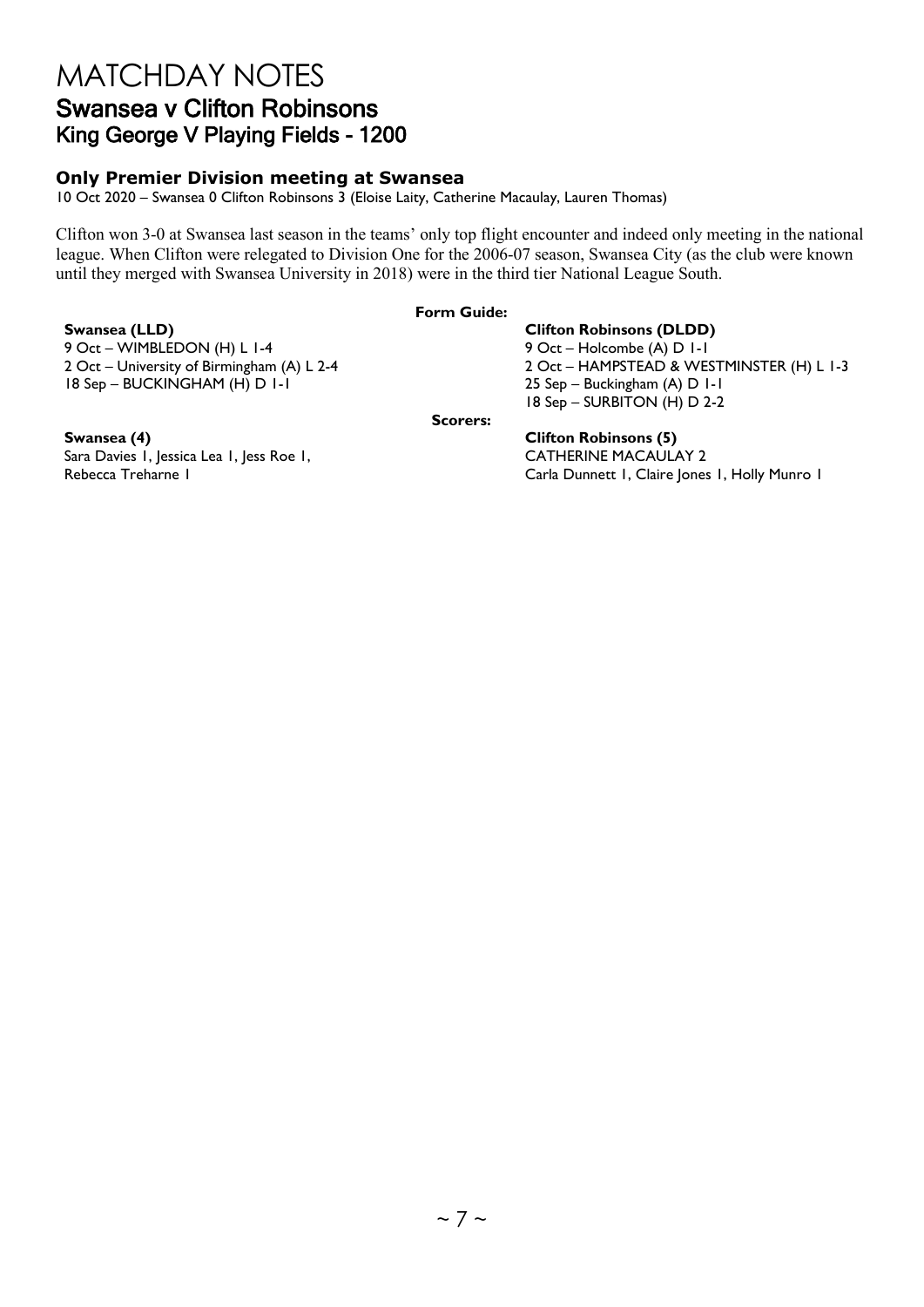# MATCHDAY NOTES

## Swansea v Clifton Robinsons

### King George V Playing Fields - 1200

**Only Premier Division meeting at Swansea**

10 Oct 2020 – Swansea 0 Clifton Robinsons 3 (Eloise Laity, Catherine Macaulay, Lauren Thomas)

Clifton won 3-0 at Swansea last season in the teams' only top flight encounter and indeed only meeting in the national league. When Clifton were relegated to Division One for the 2006-07 season, Swansea City (as the club were known until they merged with Swansea University in 2018) were in the third tier National League South.

**Form Guide:**

**Swansea (LLD)**
9 Oct – WIMBLEDON (H) L 1-4
2 Oct – University of Birmingham (A) L 2-4
18 Sep – BUCKINGHAM (H) D 1-1

**Clifton Robinsons (DLDD)**
9 Oct – Holcombe (A) D 1-1
2 Oct – HAMPSTEAD & WESTMINSTER (H) L 1-3
25 Sep – Buckingham (A) D 1-1
18 Sep – SURBITON (H) D 2-2

**Scorers:**

**Swansea (4)**
Sara Davies 1, Jessica Lea 1, Jess Roe 1, Rebecca Treharne 1

**Clifton Robinsons (5)**
CATHERINE MACAULAY 2
Carla Dunnett 1, Claire Jones 1, Holly Munro 1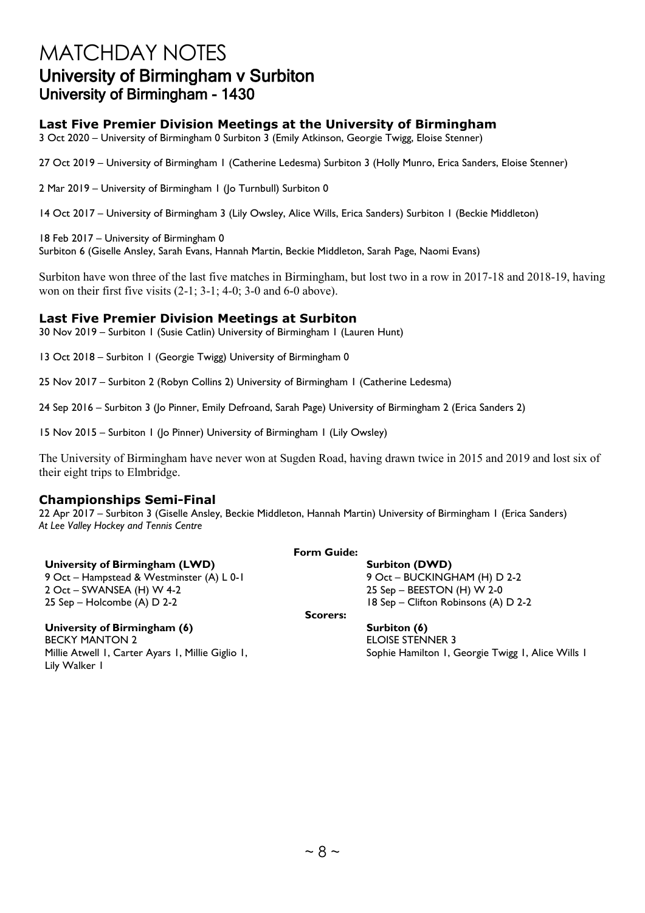# MATCHDAY NOTES

## University of Birmingham v Surbiton

### University of Birmingham - 1430

**Last Five Premier Division Meetings at the University of Birmingham**

3 Oct 2020 – University of Birmingham 0 Surbiton 3 (Emily Atkinson, Georgie Twigg, Eloise Stenner)

27 Oct 2019 – University of Birmingham 1 (Catherine Ledesma) Surbiton 3 (Holly Munro, Erica Sanders, Eloise Stenner)

2 Mar 2019 – University of Birmingham 1 (Jo Turnbull) Surbiton 0

14 Oct 2017 – University of Birmingham 3 (Lily Owsley, Alice Wills, Erica Sanders) Surbiton 1 (Beckie Middleton)

18 Feb 2017 – University of Birmingham 0
Surbiton 6 (Giselle Ansley, Sarah Evans, Hannah Martin, Beckie Middleton, Sarah Page, Naomi Evans)

Surbiton have won three of the last five matches in Birmingham, but lost two in a row in 2017-18 and 2018-19, having won on their first five visits (2-1; 3-1; 4-0; 3-0 and 6-0 above).

**Last Five Premier Division Meetings at Surbiton**

30 Nov 2019 – Surbiton 1 (Susie Catlin) University of Birmingham 1 (Lauren Hunt)

13 Oct 2018 – Surbiton 1 (Georgie Twigg) University of Birmingham 0

25 Nov 2017 – Surbiton 2 (Robyn Collins 2) University of Birmingham 1 (Catherine Ledesma)

24 Sep 2016 – Surbiton 3 (Jo Pinner, Emily Defroand, Sarah Page) University of Birmingham 2 (Erica Sanders 2)

15 Nov 2015 – Surbiton 1 (Jo Pinner) University of Birmingham 1 (Lily Owsley)

The University of Birmingham have never won at Sugden Road, having drawn twice in 2015 and 2019 and lost six of their eight trips to Elmbridge.

**Championships Semi-Final**

22 Apr 2017 – Surbiton 3 (Giselle Ansley, Beckie Middleton, Hannah Martin) University of Birmingham 1 (Erica Sanders)
*At Lee Valley Hockey and Tennis Centre*

**Form Guide:**

**University of Birmingham (LWD)**
9 Oct – Hampstead & Westminster (A) L 0-1
2 Oct – SWANSEA (H) W 4-2
25 Sep – Holcombe (A) D 2-2

**Surbiton (DWD)**
9 Oct – BUCKINGHAM (H) D 2-2
25 Sep – BEESTON (H) W 2-0
18 Sep – Clifton Robinsons (A) D 2-2

**Scorers:**

**University of Birmingham (6)**
BECKY MANTON 2
Millie Atwell 1, Carter Ayars 1, Millie Giglio 1, Lily Walker 1

**Surbiton (6)**
ELOISE STENNER 3
Sophie Hamilton 1, Georgie Twigg 1, Alice Wills 1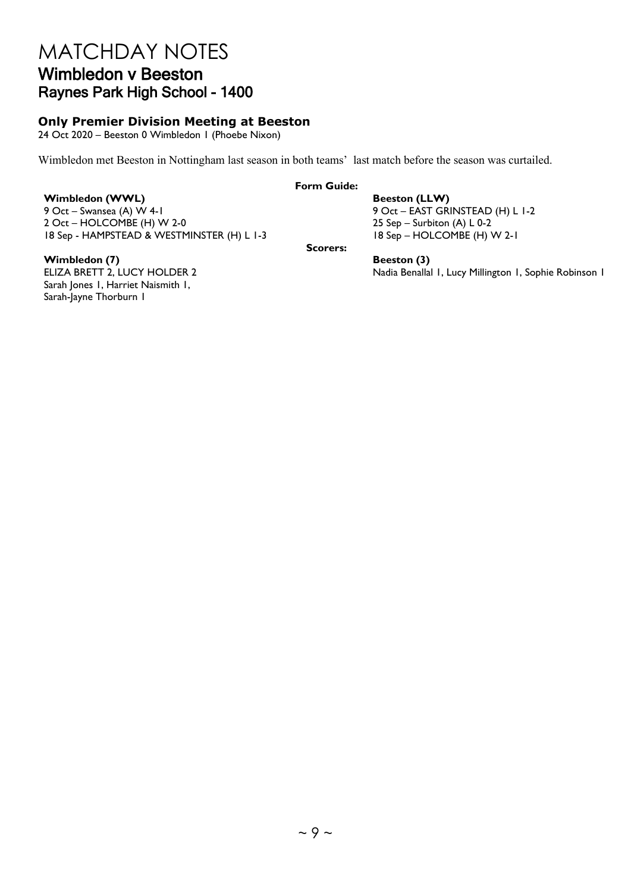# MATCHDAY NOTES

## Wimbledon v Beeston

### Raynes Park High School - 1400

**Only Premier Division Meeting at Beeston**

24 Oct 2020 – Beeston 0 Wimbledon 1 (Phoebe Nixon)

Wimbledon met Beeston in Nottingham last season in both teams' last match before the season was curtailed.

**Form Guide:**

**Wimbledon (WWL)**

9 Oct – Swansea (A) W 4-1
2 Oct – HOLCOMBE (H) W 2-0
18 Sep - HAMPSTEAD & WESTMINSTER (H) L 1-3

**Beeston (LLW)**

9 Oct – EAST GRINSTEAD (H) L 1-2
25 Sep – Surbiton (A) L 0-2
18 Sep – HOLCOMBE (H) W 2-1

**Scorers:**

**Wimbledon (7)**

ELIZA BRETT 2, LUCY HOLDER 2
Sarah Jones 1, Harriet Naismith 1,
Sarah-Jayne Thorburn 1

**Beeston (3)**

Nadia Benallal 1, Lucy Millington 1, Sophie Robinson 1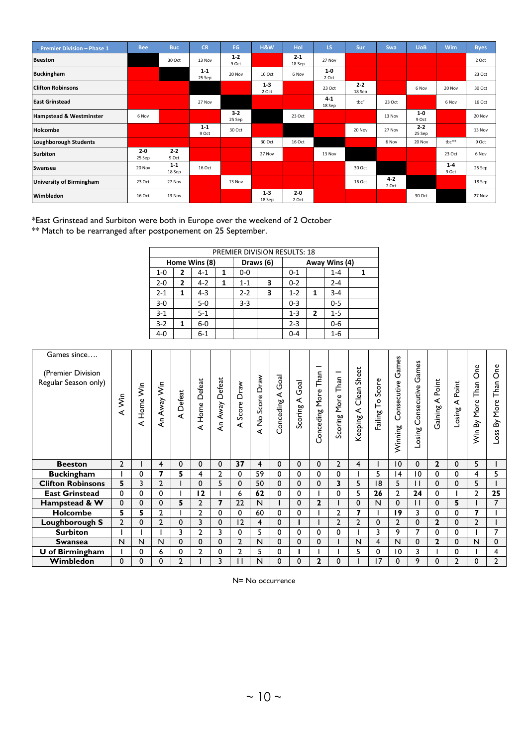| Premier Division – Phase 1 | Bee | Buc | CR | EG | H&W | Hol | LS | Sur | Swa | UoB | Wim | Byes |
|---|---|---|---|---|---|---|---|---|---|---|---|---|
| Beeston | | 30 Oct | 13 Nov | 1-2 9 Oct | | 2-1 18 Sep | 27 Nov | | | | | 2 Oct |
| Buckingham | | | 1-1 25 Sep | 20 Nov | 16 Oct | 6 Nov | 1-0 2 Oct | | | | | 23 Oct |
| Clifton Robinsons | | | | | 1-3 2 Oct | | 23 Oct | 2-2 18 Sep | | 6 Nov | 20 Nov | 30 Oct |
| East Grinstead | | | 27 Nov | | | | 4-1 18 Sep | tbc* | 23 Oct | | 6 Nov | 16 Oct |
| Hampstead & Westminster | 6 Nov | | | 3-2 25 Sep | | 23 Oct | | | 13 Nov | 1-0 9 Oct | | 20 Nov |
| Holcombe | | | 1-1 9 Oct | 30 Oct | | | | 20 Nov | 27 Nov | 2-2 25 Sep | | 13 Nov |
| Loughborough Students | | | | | 30 Oct | 16 Oct | | | 6 Nov | 20 Nov | tbc** | 9 Oct |
| Surbiton | 2-0 25 Sep | 2-2 9 Oct | | | 27 Nov | | 13 Nov | | | | 23 Oct | 6 Nov |
| Swansea | 20 Nov | 1-1 18 Sep | 16 Oct | | | | | 30 Oct | | | 1-4 9 Oct | 25 Sep |
| University of Birmingham | 23 Oct | 27 Nov | | 13 Nov | | | | 16 Oct | 4-2 2 Oct | | | 18 Sep |
| Wimbledon | 16 Oct | 13 Nov | | | 1-3 18 Sep | 2-0 2 Oct | | | | 30 Oct | | 27 Nov |

*East Grinstead and Surbiton were both in Europe over the weekend of 2 October
** Match to be rearranged after postponement on 25 September.

| PREMIER DIVISION RESULTS: 18 | | | | | | | | | |
|---|---|---|---|---|---|---|---|---|---|
| Home Wins (8) | | | | Draws (6) | | Away Wins (4) | | | |
| 1-0 | 2 | 4-1 | 1 | 0-0 | | 0-1 | | 1-4 | 1 |
| 2-0 | 2 | 4-2 | 1 | 1-1 | 3 | 0-2 | | 2-4 | |
| 2-1 | 1 | 4-3 | | 2-2 | 3 | 1-2 | 1 | 3-4 | |
| 3-0 | | 5-0 | | 3-3 | | 0-3 | | 0-5 | |
| 3-1 | | 5-1 | | | | 1-3 | 2 | 1-5 | |
| 3-2 | 1 | 6-0 | | | | 2-3 | | 0-6 | |
| 4-0 | | 6-1 | | | | 0-4 | | 1-6 | |

| Games since…. (Premier Division Regular Season only) | A Win | A Home Win | An Away Win | A Defeat | A Home Defeat | An Away Defeat | A Score Draw | A No Score Draw | Conceding A Goal | Scoring A Goal | Conceding More Than 1 | Scoring More Than 1 | Keeping A Clean Sheet | Failing To Score | Winning Consecutive Games | Losing Consecutive Games | Gaining A Point | Losing A Point | Win By More Than One | Loss By More Than One |
|---|---|---|---|---|---|---|---|---|---|---|---|---|---|---|---|---|---|---|---|---|
| Beeston | 2 | 1 | 4 | 0 | 0 | 0 | 37 | 4 | 0 | 0 | 0 | 2 | 4 | 1 | 10 | 0 | 2 | 0 | 5 | 1 |
| Buckingham | 1 | 0 | 7 | 5 | 4 | 2 | 0 | 59 | 0 | 0 | 0 | 0 | 1 | 5 | 14 | 10 | 0 | 0 | 4 | 5 |
| Clifton Robinsons | 5 | 3 | 2 | 1 | 0 | 5 | 0 | 50 | 0 | 0 | 0 | 3 | 5 | 18 | 5 | 11 | 0 | 0 | 5 | 1 |
| East Grinstead | 0 | 0 | 0 | 1 | 12 | 1 | 6 | 62 | 0 | 0 | 1 | 0 | 5 | 26 | 2 | 24 | 0 | 1 | 2 | 25 |
| Hampstead & W | 0 | 0 | 0 | 5 | 2 | 7 | 22 | N | 1 | 0 | 2 | 1 | 0 | N | 0 | 11 | 0 | 5 | 1 | 7 |
| Holcombe | 5 | 5 | 2 | 1 | 2 | 0 | 0 | 60 | 0 | 0 | 1 | 2 | 7 | 1 | 19 | 3 | 0 | 0 | 7 | 1 |
| Loughborough S | 2 | 0 | 2 | 0 | 3 | 0 | 12 | 4 | 0 | 1 | 1 | 2 | 2 | 0 | 2 | 0 | 2 | 0 | 2 | 1 |
| Surbiton | 1 | 1 | 1 | 3 | 2 | 3 | 0 | 5 | 0 | 0 | 0 | 0 | 1 | 3 | 9 | 7 | 0 | 0 | 1 | 7 |
| Swansea | N | N | N | 0 | 0 | 0 | 2 | N | 0 | 0 | 0 | 1 | N | 4 | N | 0 | 2 | 0 | N | 0 |
| U of Birmingham | 1 | 0 | 6 | 0 | 2 | 0 | 2 | 5 | 0 | 1 | 1 | 1 | 5 | 0 | 10 | 3 | 1 | 0 | 1 | 4 |
| Wimbledon | 0 | 0 | 0 | 2 | 1 | 3 | 11 | N | 0 | 0 | 2 | 0 | 1 | 17 | 0 | 9 | 0 | 2 | 0 | 2 |

N= No occurrence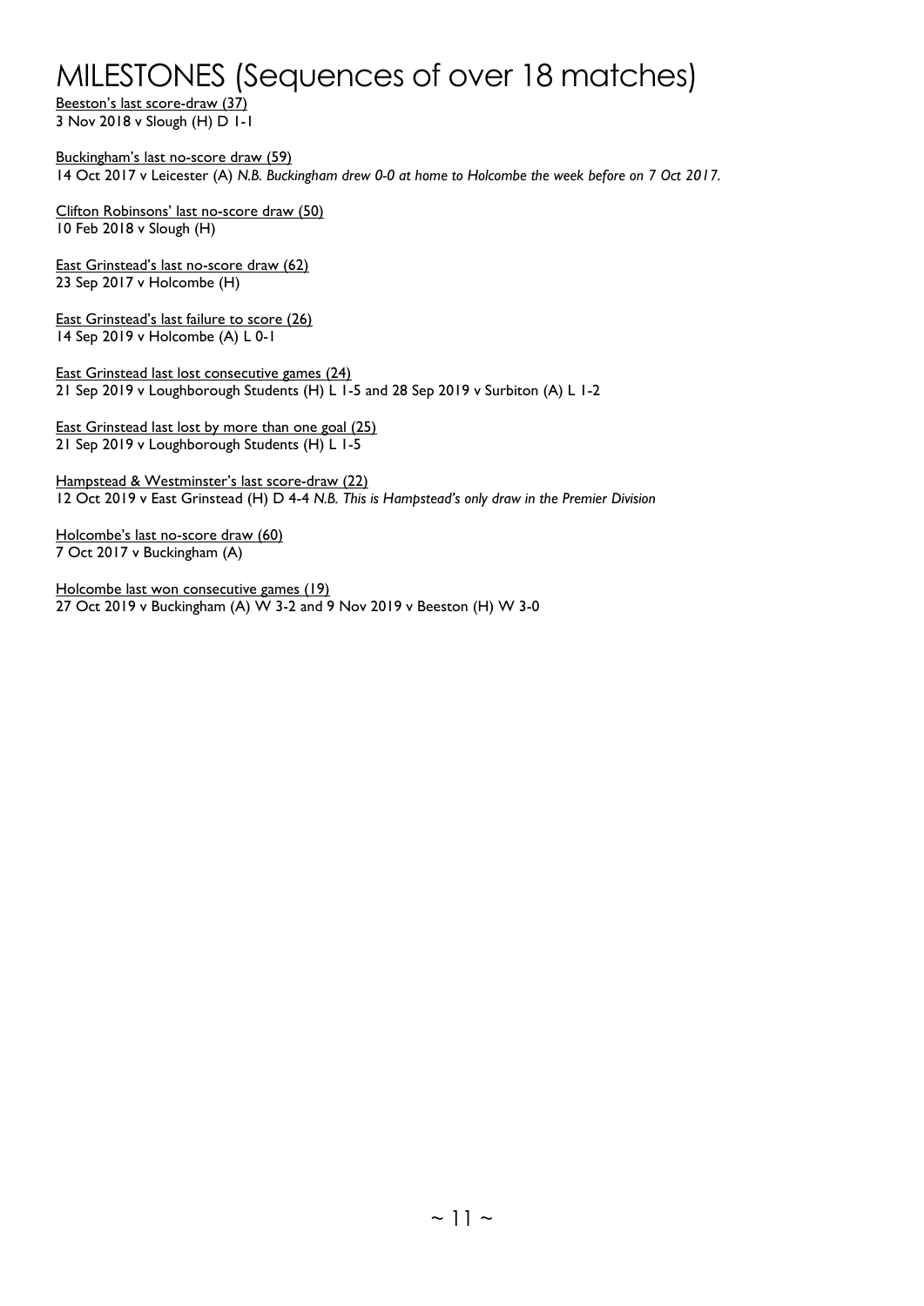# MILESTONES (Sequences of over 18 matches)

<u>Beeston's last score-draw (37)</u>
3 Nov 2018 v Slough (H) D 1-1

<u>Buckingham's last no-score draw (59)</u>
14 Oct 2017 v Leicester (A) *N.B. Buckingham drew 0-0 at home to Holcombe the week before on 7 Oct 2017.*

<u>Clifton Robinsons' last no-score draw (50)</u>
10 Feb 2018 v Slough (H)

<u>East Grinstead's last no-score draw (62)</u>
23 Sep 2017 v Holcombe (H)

<u>East Grinstead's last failure to score (26)</u>
14 Sep 2019 v Holcombe (A) L 0-1

<u>East Grinstead last lost consecutive games (24)</u>
21 Sep 2019 v Loughborough Students (H) L 1-5 and 28 Sep 2019 v Surbiton (A) L 1-2

<u>East Grinstead last lost by more than one goal (25)</u>
21 Sep 2019 v Loughborough Students (H) L 1-5

<u>Hampstead & Westminster's last score-draw (22)</u>
12 Oct 2019 v East Grinstead (H) D 4-4 *N.B. This is Hampstead's only draw in the Premier Division*

<u>Holcombe's last no-score draw (60)</u>
7 Oct 2017 v Buckingham (A)

<u>Holcombe last won consecutive games (19)</u>
27 Oct 2019 v Buckingham (A) W 3-2 and 9 Nov 2019 v Beeston (H) W 3-0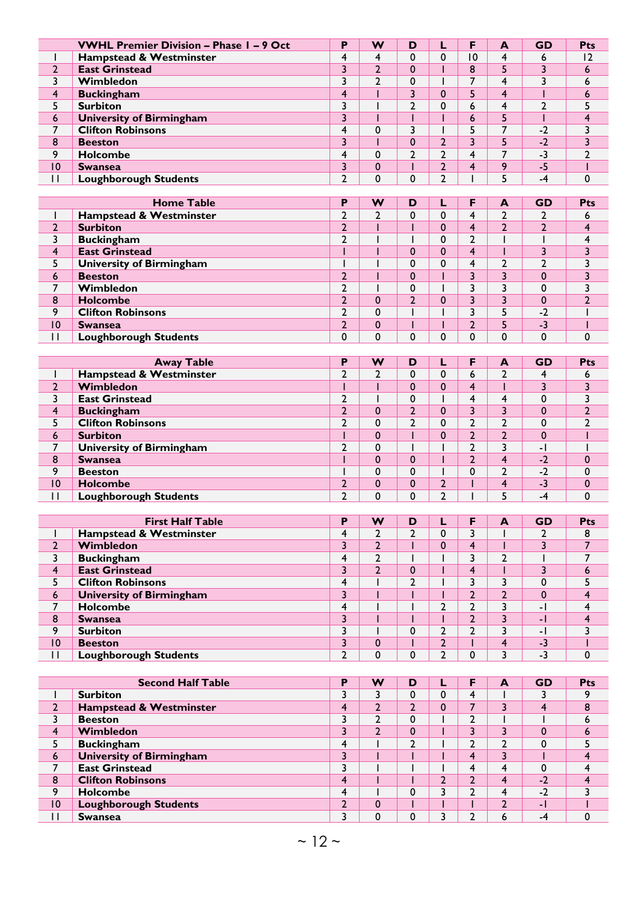| | VWHL Premier Division – Phase 1 – 9 Oct | P | W | D | L | F | A | GD | Pts |
|---|---|---|---|---|---|---|---|---|---|
| 1 | Hampstead & Westminster | 4 | 4 | 0 | 0 | 10 | 4 | 6 | 12 |
| 2 | East Grinstead | 3 | 2 | 0 | 1 | 8 | 5 | 3 | 6 |
| 3 | Wimbledon | 3 | 2 | 0 | 1 | 7 | 4 | 3 | 6 |
| 4 | Buckingham | 4 | 1 | 3 | 0 | 5 | 4 | 1 | 6 |
| 5 | Surbiton | 3 | 1 | 2 | 0 | 6 | 4 | 2 | 5 |
| 6 | University of Birmingham | 3 | 1 | 1 | 1 | 6 | 5 | 1 | 4 |
| 7 | Clifton Robinsons | 4 | 0 | 3 | 1 | 5 | 7 | -2 | 3 |
| 8 | Beeston | 3 | 1 | 0 | 2 | 3 | 5 | -2 | 3 |
| 9 | Holcombe | 4 | 0 | 2 | 2 | 4 | 7 | -3 | 2 |
| 10 | Swansea | 3 | 0 | 1 | 2 | 4 | 9 | -5 | 1 |
| 11 | Loughborough Students | 2 | 0 | 0 | 2 | 1 | 5 | -4 | 0 |

| | Home Table | P | W | D | L | F | A | GD | Pts |
|---|---|---|---|---|---|---|---|---|---|
| 1 | Hampstead & Westminster | 2 | 2 | 0 | 0 | 4 | 2 | 2 | 6 |
| 2 | Surbiton | 2 | 1 | 1 | 0 | 4 | 2 | 2 | 4 |
| 3 | Buckingham | 2 | 1 | 1 | 0 | 2 | 1 | 1 | 4 |
| 4 | East Grinstead | 1 | 1 | 0 | 0 | 4 | 1 | 3 | 3 |
| 5 | University of Birmingham | 1 | 1 | 0 | 0 | 4 | 2 | 2 | 3 |
| 6 | Beeston | 2 | 1 | 0 | 1 | 3 | 3 | 0 | 3 |
| 7 | Wimbledon | 2 | 1 | 0 | 1 | 3 | 3 | 0 | 3 |
| 8 | Holcombe | 2 | 0 | 2 | 0 | 3 | 3 | 0 | 2 |
| 9 | Clifton Robinsons | 2 | 0 | 1 | 1 | 3 | 5 | -2 | 1 |
| 10 | Swansea | 2 | 0 | 1 | 1 | 2 | 5 | -3 | 1 |
| 11 | Loughborough Students | 0 | 0 | 0 | 0 | 0 | 0 | 0 | 0 |

| | Away Table | P | W | D | L | F | A | GD | Pts |
|---|---|---|---|---|---|---|---|---|---|
| 1 | Hampstead & Westminster | 2 | 2 | 0 | 0 | 6 | 2 | 4 | 6 |
| 2 | Wimbledon | 1 | 1 | 0 | 0 | 4 | 1 | 3 | 3 |
| 3 | East Grinstead | 2 | 1 | 0 | 1 | 4 | 4 | 0 | 3 |
| 4 | Buckingham | 2 | 0 | 2 | 0 | 3 | 3 | 0 | 2 |
| 5 | Clifton Robinsons | 2 | 0 | 2 | 0 | 2 | 2 | 0 | 2 |
| 6 | Surbiton | 1 | 0 | 1 | 0 | 2 | 2 | 0 | 1 |
| 7 | University of Birmingham | 2 | 0 | 1 | 1 | 2 | 3 | -1 | 1 |
| 8 | Swansea | 1 | 0 | 0 | 1 | 2 | 4 | -2 | 0 |
| 9 | Beeston | 1 | 0 | 0 | 1 | 0 | 2 | -2 | 0 |
| 10 | Holcombe | 2 | 0 | 0 | 2 | 1 | 4 | -3 | 0 |
| 11 | Loughborough Students | 2 | 0 | 0 | 2 | 1 | 5 | -4 | 0 |

| | First Half Table | P | W | D | L | F | A | GD | Pts |
|---|---|---|---|---|---|---|---|---|---|
| 1 | Hampstead & Westminster | 4 | 2 | 2 | 0 | 3 | 1 | 2 | 8 |
| 2 | Wimbledon | 3 | 2 | 1 | 0 | 4 | 1 | 3 | 7 |
| 3 | Buckingham | 4 | 2 | 1 | 1 | 3 | 2 | 1 | 7 |
| 4 | East Grinstead | 3 | 2 | 0 | 1 | 4 | 1 | 3 | 6 |
| 5 | Clifton Robinsons | 4 | 1 | 2 | 1 | 3 | 3 | 0 | 5 |
| 6 | University of Birmingham | 3 | 1 | 1 | 1 | 2 | 2 | 0 | 4 |
| 7 | Holcombe | 4 | 1 | 1 | 2 | 2 | 3 | -1 | 4 |
| 8 | Swansea | 3 | 1 | 1 | 1 | 2 | 3 | -1 | 4 |
| 9 | Surbiton | 3 | 1 | 0 | 2 | 2 | 3 | -1 | 3 |
| 10 | Beeston | 3 | 0 | 1 | 2 | 1 | 4 | -3 | 1 |
| 11 | Loughborough Students | 2 | 0 | 0 | 2 | 0 | 3 | -3 | 0 |

| | Second Half Table | P | W | D | L | F | A | GD | Pts |
|---|---|---|---|---|---|---|---|---|---|
| 1 | Surbiton | 3 | 3 | 0 | 0 | 4 | 1 | 3 | 9 |
| 2 | Hampstead & Westminster | 4 | 2 | 2 | 0 | 7 | 3 | 4 | 8 |
| 3 | Beeston | 3 | 2 | 0 | 1 | 2 | 1 | 1 | 6 |
| 4 | Wimbledon | 3 | 2 | 0 | 1 | 3 | 3 | 0 | 6 |
| 5 | Buckingham | 4 | 1 | 2 | 1 | 2 | 2 | 0 | 5 |
| 6 | University of Birmingham | 3 | 1 | 1 | 1 | 4 | 3 | 1 | 4 |
| 7 | East Grinstead | 3 | 1 | 1 | 1 | 4 | 4 | 0 | 4 |
| 8 | Clifton Robinsons | 4 | 1 | 1 | 2 | 2 | 4 | -2 | 4 |
| 9 | Holcombe | 4 | 1 | 0 | 3 | 2 | 4 | -2 | 3 |
| 10 | Loughborough Students | 2 | 0 | 1 | 1 | 1 | 2 | -1 | 1 |
| 11 | Swansea | 3 | 0 | 0 | 3 | 2 | 6 | -4 | 0 |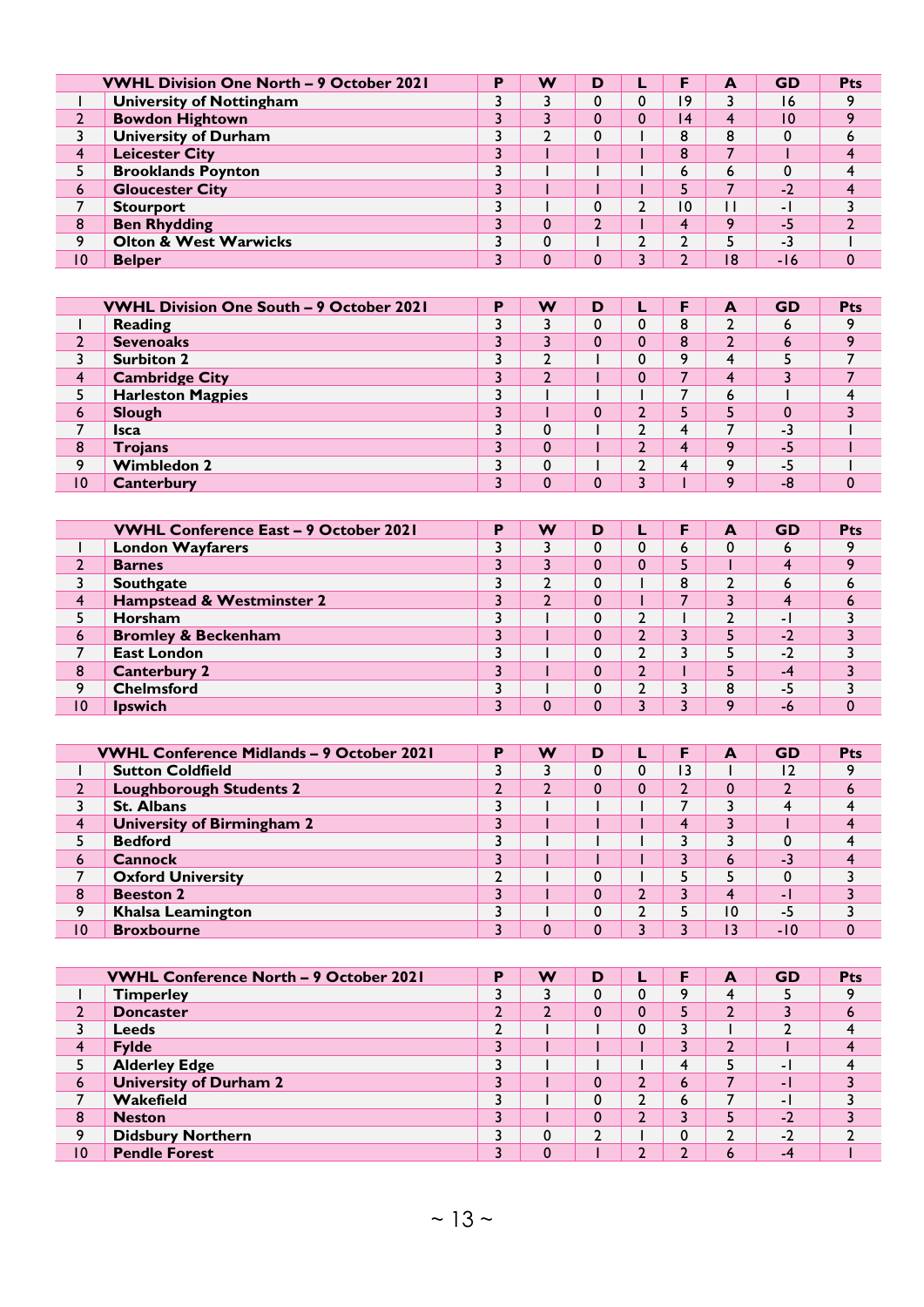| | VWHL Division One North – 9 October 2021 | P | W | D | L | F | A | GD | Pts |
|---|---|---|---|---|---|---|---|---|---|
| 1 | **University of Nottingham** | 3 | 3 | 0 | 0 | 19 | 3 | 16 | 9 |
| 2 | **Bowdon Hightown** | 3 | 3 | 0 | 0 | 14 | 4 | 10 | 9 |
| 3 | **University of Durham** | 3 | 2 | 0 | 1 | 8 | 8 | 0 | 6 |
| 4 | **Leicester City** | 3 | 1 | 1 | 1 | 8 | 7 | 1 | 4 |
| 5 | **Brooklands Poynton** | 3 | 1 | 1 | 1 | 6 | 6 | 0 | 4 |
| 6 | **Gloucester City** | 3 | 1 | 1 | 1 | 5 | 7 | -2 | 4 |
| 7 | **Stourport** | 3 | 1 | 0 | 2 | 10 | 11 | -1 | 3 |
| 8 | **Ben Rhydding** | 3 | 0 | 2 | 1 | 4 | 9 | -5 | 2 |
| 9 | **Olton & West Warwicks** | 3 | 0 | 1 | 2 | 2 | 5 | -3 | 1 |
| 10 | **Belper** | 3 | 0 | 0 | 3 | 2 | 18 | -16 | 0 |

| | VWHL Division One South – 9 October 2021 | P | W | D | L | F | A | GD | Pts |
|---|---|---|---|---|---|---|---|---|---|
| 1 | **Reading** | 3 | 3 | 0 | 0 | 8 | 2 | 6 | 9 |
| 2 | **Sevenoaks** | 3 | 3 | 0 | 0 | 8 | 2 | 6 | 9 |
| 3 | **Surbiton 2** | 3 | 2 | 1 | 0 | 9 | 4 | 5 | 7 |
| 4 | **Cambridge City** | 3 | 2 | 1 | 0 | 7 | 4 | 3 | 7 |
| 5 | **Harleston Magpies** | 3 | 1 | 1 | 1 | 7 | 6 | 1 | 4 |
| 6 | **Slough** | 3 | 1 | 0 | 2 | 5 | 5 | 0 | 3 |
| 7 | **Isca** | 3 | 0 | 1 | 2 | 4 | 7 | -3 | 1 |
| 8 | **Trojans** | 3 | 0 | 1 | 2 | 4 | 9 | -5 | 1 |
| 9 | **Wimbledon 2** | 3 | 0 | 1 | 2 | 4 | 9 | -5 | 1 |
| 10 | **Canterbury** | 3 | 0 | 0 | 3 | 1 | 9 | -8 | 0 |

| | VWHL Conference East – 9 October 2021 | P | W | D | L | F | A | GD | Pts |
|---|---|---|---|---|---|---|---|---|---|
| 1 | **London Wayfarers** | 3 | 3 | 0 | 0 | 6 | 0 | 6 | 9 |
| 2 | **Barnes** | 3 | 3 | 0 | 0 | 5 | 1 | 4 | 9 |
| 3 | **Southgate** | 3 | 2 | 0 | 1 | 8 | 2 | 6 | 6 |
| 4 | **Hampstead & Westminster 2** | 3 | 2 | 0 | 1 | 7 | 3 | 4 | 6 |
| 5 | **Horsham** | 3 | 1 | 0 | 2 | 1 | 2 | -1 | 3 |
| 6 | **Bromley & Beckenham** | 3 | 1 | 0 | 2 | 3 | 5 | -2 | 3 |
| 7 | **East London** | 3 | 1 | 0 | 2 | 3 | 5 | -2 | 3 |
| 8 | **Canterbury 2** | 3 | 1 | 0 | 2 | 1 | 5 | -4 | 3 |
| 9 | **Chelmsford** | 3 | 1 | 0 | 2 | 3 | 8 | -5 | 3 |
| 10 | **Ipswich** | 3 | 0 | 0 | 3 | 3 | 9 | -6 | 0 |

| | VWHL Conference Midlands – 9 October 2021 | P | W | D | L | F | A | GD | Pts |
|---|---|---|---|---|---|---|---|---|---|
| 1 | **Sutton Coldfield** | 3 | 3 | 0 | 0 | 13 | 1 | 12 | 9 |
| 2 | **Loughborough Students 2** | 2 | 2 | 0 | 0 | 2 | 0 | 2 | 6 |
| 3 | **St. Albans** | 3 | 1 | 1 | 1 | 7 | 3 | 4 | 4 |
| 4 | **University of Birmingham 2** | 3 | 1 | 1 | 1 | 4 | 3 | 1 | 4 |
| 5 | **Bedford** | 3 | 1 | 1 | 1 | 3 | 3 | 0 | 4 |
| 6 | **Cannock** | 3 | 1 | 1 | 1 | 3 | 6 | -3 | 4 |
| 7 | **Oxford University** | 2 | 1 | 0 | 1 | 5 | 5 | 0 | 3 |
| 8 | **Beeston 2** | 3 | 1 | 0 | 2 | 3 | 4 | -1 | 3 |
| 9 | **Khalsa Leamington** | 3 | 1 | 0 | 2 | 5 | 10 | -5 | 3 |
| 10 | **Broxbourne** | 3 | 0 | 0 | 3 | 3 | 13 | -10 | 0 |

| | VWHL Conference North – 9 October 2021 | P | W | D | L | F | A | GD | Pts |
|---|---|---|---|---|---|---|---|---|---|
| 1 | **Timperley** | 3 | 3 | 0 | 0 | 9 | 4 | 5 | 9 |
| 2 | **Doncaster** | 2 | 2 | 0 | 0 | 5 | 2 | 3 | 6 |
| 3 | **Leeds** | 2 | 1 | 1 | 0 | 3 | 1 | 2 | 4 |
| 4 | **Fylde** | 3 | 1 | 1 | 1 | 3 | 2 | 1 | 4 |
| 5 | **Alderley Edge** | 3 | 1 | 1 | 1 | 4 | 5 | -1 | 4 |
| 6 | **University of Durham 2** | 3 | 1 | 0 | 2 | 6 | 7 | -1 | 3 |
| 7 | **Wakefield** | 3 | 1 | 0 | 2 | 6 | 7 | -1 | 3 |
| 8 | **Neston** | 3 | 1 | 0 | 2 | 3 | 5 | -2 | 3 |
| 9 | **Didsbury Northern** | 3 | 0 | 2 | 1 | 0 | 2 | -2 | 2 |
| 10 | **Pendle Forest** | 3 | 0 | 1 | 2 | 2 | 6 | -4 | 1 |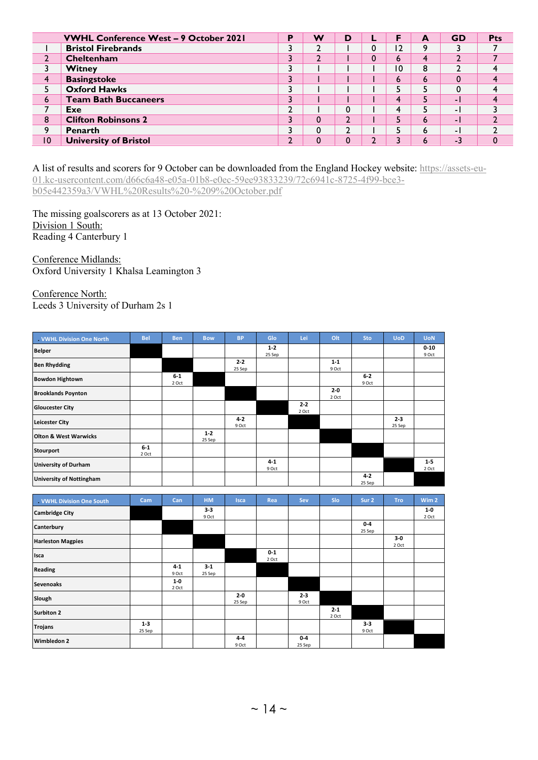| | VWHL Conference West – 9 October 2021 | P | W | D | L | F | A | GD | Pts |
|---|---|---|---|---|---|---|---|---|---|
| 1 | **Bristol Firebrands** | 3 | 2 | 1 | 0 | 12 | 9 | 3 | 7 |
| 2 | **Cheltenham** | 3 | 2 | 1 | 0 | 6 | 4 | 2 | 7 |
| 3 | **Witney** | 3 | 1 | 1 | 1 | 10 | 8 | 2 | 4 |
| 4 | **Basingstoke** | 3 | 1 | 1 | 1 | 6 | 6 | 0 | 4 |
| 5 | **Oxford Hawks** | 3 | 1 | 1 | 1 | 5 | 5 | 0 | 4 |
| 6 | **Team Bath Buccaneers** | 3 | 1 | 1 | 1 | 4 | 5 | -1 | 4 |
| 7 | **Exe** | 2 | 1 | 0 | 1 | 4 | 5 | -1 | 3 |
| 8 | **Clifton Robinsons 2** | 3 | 0 | 2 | 1 | 5 | 6 | -1 | 2 |
| 9 | **Penarth** | 3 | 0 | 2 | 1 | 5 | 6 | -1 | 2 |
| 10 | **University of Bristol** | 2 | 0 | 0 | 2 | 3 | 6 | -3 | 0 |

A list of results and scorers for 9 October can be downloaded from the England Hockey website: https://assets-eu-01.kc-usercontent.com/d66c6a48-e05a-01b8-e0ec-59ee93833239/72c6941c-8725-4f99-bce3-b05e442359a3/VWHL%20Results%20-%209%20October.pdf

The missing goalscorers as at 13 October 2021:

Division 1 South:
Reading 4 Canterbury 1

Conference Midlands:
Oxford University 1 Khalsa Leamington 3

Conference North:
Leeds 3 University of Durham 2s 1

| VWHL Division One North | Bel | Ben | Bow | BP | Glo | Lei | Olt | Sto | UoD | UoN |
|---|---|---|---|---|---|---|---|---|---|---|
| Belper | | | | | 1-2 25 Sep | | | | | 0-10 9 Oct |
| Ben Rhydding | | | | 2-2 25 Sep | | | 1-1 9 Oct | | | |
| Bowdon Hightown | | 6-1 2 Oct | | | | | | 6-2 9 Oct | | |
| Brooklands Poynton | | | | | | | 2-0 2 Oct | | | |
| Gloucester City | | | | | | 2-2 2 Oct | | | | |
| Leicester City | | | | 4-2 9 Oct | | | | | 2-3 25 Sep | |
| Olton & West Warwicks | | | 1-2 25 Sep | | | | | | | |
| Stourport | 6-1 2 Oct | | | | | | | | | |
| University of Durham | | | | | 4-1 9 Oct | | | | | 1-5 2 Oct |
| University of Nottingham | | | | | | | | 4-2 25 Sep | | |

| VWHL Division One South | Cam | Can | HM | Isca | Rea | Sev | Slo | Sur 2 | Tro | Wim 2 |
|---|---|---|---|---|---|---|---|---|---|---|
| Cambridge City | | | 3-3 9 Oct | | | | | | | 1-0 2 Oct |
| Canterbury | | | | | | | | 0-4 25 Sep | | |
| Harleston Magpies | | | | | | | | | 3-0 2 Oct | |
| Isca | | | | | 0-1 2 Oct | | | | | |
| Reading | | 4-1 9 Oct | 3-1 25 Sep | | | | | | | |
| Sevenoaks | | 1-0 2 Oct | | | | | | | | |
| Slough | | | | 2-0 25 Sep | | 2-3 9 Oct | | | | |
| Surbiton 2 | | | | | | | 2-1 2 Oct | | | |
| Trojans | 1-3 25 Sep | | | | | | | 3-3 9 Oct | | |
| Wimbledon 2 | | | | 4-4 9 Oct | | 0-4 25 Sep | | | | |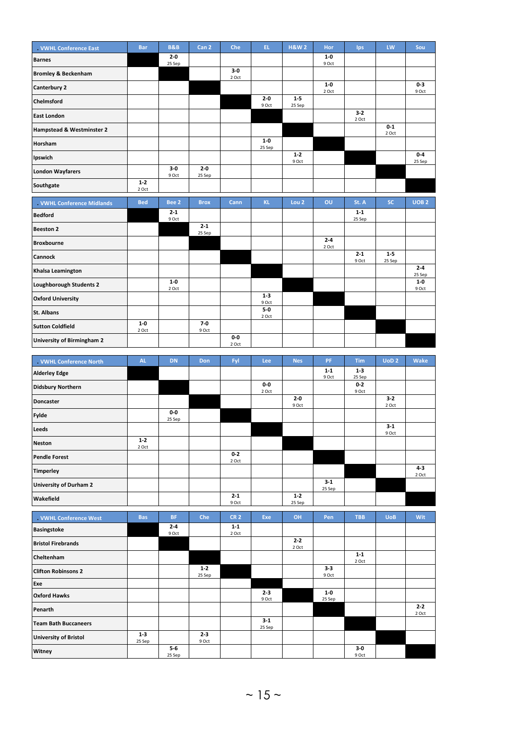| VWHL Conference East | Bar | B&B | Can 2 | Che | EL | H&W 2 | Hor | Ips | LW | Sou |
|---|---|---|---|---|---|---|---|---|---|---|
| **Barnes** | | 2-0 25 Sep | | | | | 1-0 9 Oct | | | |
| **Bromley & Beckenham** | | | | 3-0 2 Oct | | | | | | |
| **Canterbury 2** | | | | | | | 1-0 2 Oct | | | 0-3 9 Oct |
| **Chelmsford** | | | | | 2-0 9 Oct | 1-5 25 Sep | | | | |
| **East London** | | | | | | | | 3-2 2 Oct | | |
| **Hampstead & Westminster 2** | | | | | | | | | 0-1 2 Oct | |
| **Horsham** | | | | | 1-0 25 Sep | | | | | |
| **Ipswich** | | | | | | 1-2 9 Oct | | | | 0-4 25 Sep |
| **London Wayfarers** | | 3-0 9 Oct | 2-0 25 Sep | | | | | | | |
| **Southgate** | 1-2 2 Oct | | | | | | | | | |

| VWHL Conference Midlands | Bed | Bee 2 | Brox | Cann | KL | Lou 2 | OU | St. A | SC | UOB 2 |
|---|---|---|---|---|---|---|---|---|---|---|
| **Bedford** | | 2-1 9 Oct | | | | | | 1-1 25 Sep | | |
| **Beeston 2** | | | 2-1 25 Sep | | | | | | | |
| **Broxbourne** | | | | | | | 2-4 2 Oct | | | |
| **Cannock** | | | | | | | | 2-1 9 Oct | 1-5 25 Sep | |
| **Khalsa Leamington** | | | | | | | | | | 2-4 25 Sep |
| **Loughborough Students 2** | | 1-0 2 Oct | | | | | | | | 1-0 9 Oct |
| **Oxford University** | | | | | 1-3 9 Oct | | | | | |
| **St. Albans** | | | | | 5-0 2 Oct | | | | | |
| **Sutton Coldfield** | 1-0 2 Oct | | 7-0 9 Oct | | | | | | | |
| **University of Birmingham 2** | | | | 0-0 2 Oct | | | | | | |

| VWHL Conference North | AL | DN | Don | Fyl | Lee | Nes | PF | Tim | UoD 2 | Wake |
|---|---|---|---|---|---|---|---|---|---|---|
| **Alderley Edge** | | | | | | | 1-1 9 Oct | 1-3 25 Sep | | |
| **Didsbury Northern** | | | | | 0-0 2 Oct | | | 0-2 9 Oct | | |
| **Doncaster** | | | | | | 2-0 9 Oct | | | 3-2 2 Oct | |
| **Fylde** | | 0-0 25 Sep | | | | | | | | |
| **Leeds** | | | | | | | | | 3-1 9 Oct | |
| **Neston** | 1-2 2 Oct | | | | | | | | | |
| **Pendle Forest** | | | | 0-2 2 Oct | | | | | | |
| **Timperley** | | | | | | | | | | 4-3 2 Oct |
| **University of Durham 2** | | | | | | | 3-1 25 Sep | | | |
| **Wakefield** | | | | 2-1 9 Oct | | 1-2 25 Sep | | | | |

| VWHL Conference West | Bas | BF | Che | CR 2 | Exe | OH | Pen | TBB | UoB | Wit |
|---|---|---|---|---|---|---|---|---|---|---|
| **Basingstoke** | | 2-4 9 Oct | | 1-1 2 Oct | | | | | | |
| **Bristol Firebrands** | | | | | | 2-2 2 Oct | | | | |
| **Cheltenham** | | | | | | | | 1-1 2 Oct | | |
| **Clifton Robinsons 2** | | | 1-2 25 Sep | | | | 3-3 9 Oct | | | |
| **Exe** | | | | | | | | | | |
| **Oxford Hawks** | | | | | 2-3 9 Oct | | 1-0 25 Sep | | | |
| **Penarth** | | | | | | | | | | 2-2 2 Oct |
| **Team Bath Buccaneers** | | | | | 3-1 25 Sep | | | | | |
| **University of Bristol** | 1-3 25 Sep | | 2-3 9 Oct | | | | | | | |
| **Witney** | | 5-6 25 Sep | | | | | | 3-0 9 Oct | | |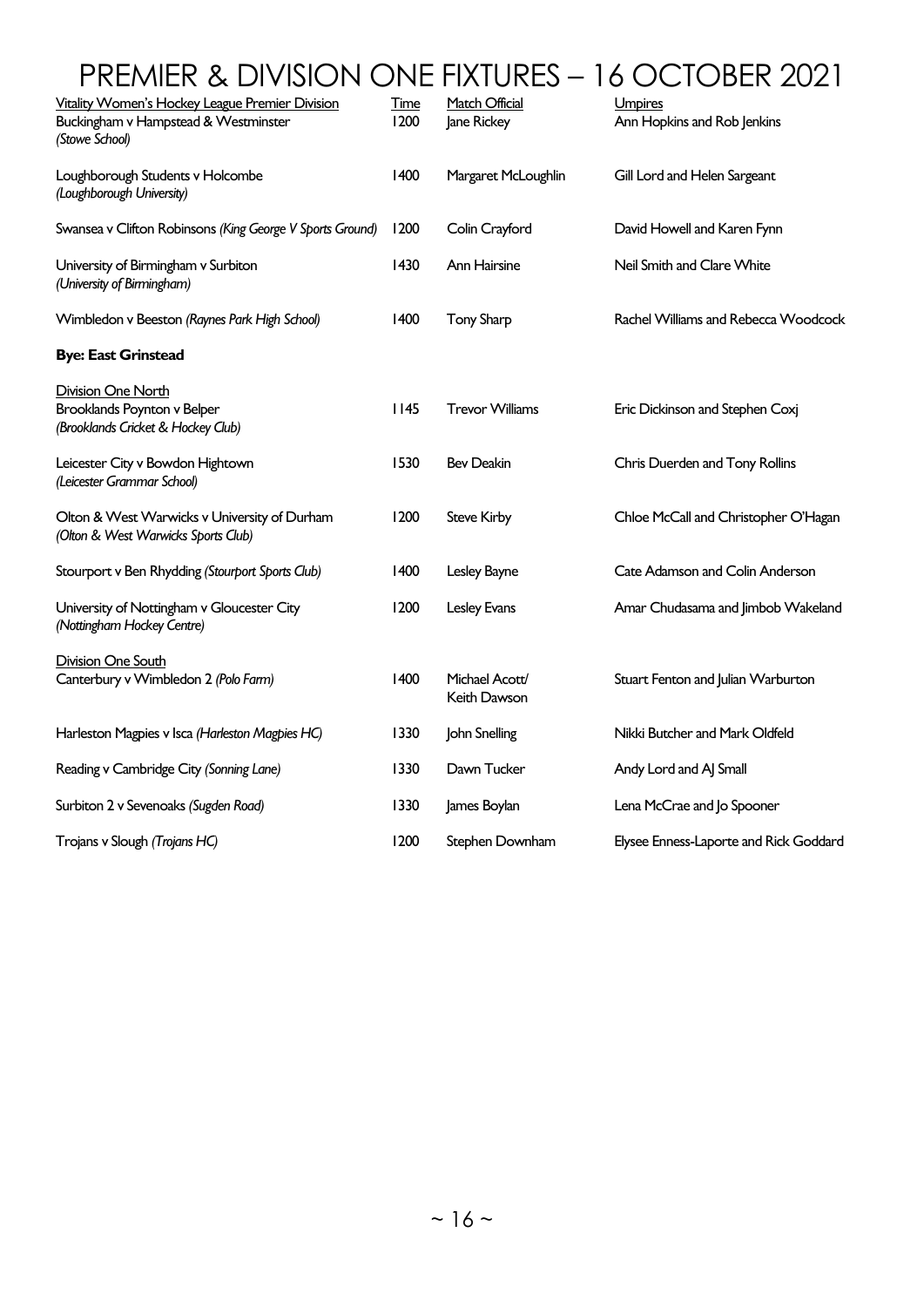# PREMIER & DIVISION ONE FIXTURES – 16 OCTOBER 2021

| Vitality Women's Hockey League Premier Division | Time | Match Official | Umpires |
|---|---|---|---|
| Buckingham v Hampstead & Westminster *(Stowe School)* | 1200 | Jane Rickey | Ann Hopkins and Rob Jenkins |
| Loughborough Students v Holcombe *(Loughborough University)* | 1400 | Margaret McLoughlin | Gill Lord and Helen Sargeant |
| Swansea v Clifton Robinsons *(King George V Sports Ground)* | 1200 | Colin Crayford | David Howell and Karen Fynn |
| University of Birmingham v Surbiton *(University of Birmingham)* | 1430 | Ann Hairsine | Neil Smith and Clare White |
| Wimbledon v Beeston *(Raynes Park High School)* | 1400 | Tony Sharp | Rachel Williams and Rebecca Woodcock |
| **Bye: East Grinstead** | | | |

| Division One North | | | |
|---|---|---|---|
| Brooklands Poynton v Belper *(Brooklands Cricket & Hockey Club)* | 1145 | Trevor Williams | Eric Dickinson and Stephen Coxj |
| Leicester City v Bowdon Hightown *(Leicester Grammar School)* | 1530 | Bev Deakin | Chris Duerden and Tony Rollins |
| Olton & West Warwicks v University of Durham *(Olton & West Warwicks Sports Club)* | 1200 | Steve Kirby | Chloe McCall and Christopher O'Hagan |
| Stourport v Ben Rhydding *(Stourport Sports Club)* | 1400 | Lesley Bayne | Cate Adamson and Colin Anderson |
| University of Nottingham v Gloucester City *(Nottingham Hockey Centre)* | 1200 | Lesley Evans | Amar Chudasama and Jimbob Wakeland |

| Division One South | | | |
|---|---|---|---|
| Canterbury v Wimbledon 2 *(Polo Farm)* | 1400 | Michael Acott/ Keith Dawson | Stuart Fenton and Julian Warburton |
| Harleston Magpies v Isca *(Harleston Magpies HC)* | 1330 | John Snelling | Nikki Butcher and Mark Oldfeld |
| Reading v Cambridge City *(Sonning Lane)* | 1330 | Dawn Tucker | Andy Lord and AJ Small |
| Surbiton 2 v Sevenoaks *(Sugden Road)* | 1330 | James Boylan | Lena McCrae and Jo Spooner |
| Trojans v Slough *(Trojans HC)* | 1200 | Stephen Downham | Elysee Enness-Laporte and Rick Goddard |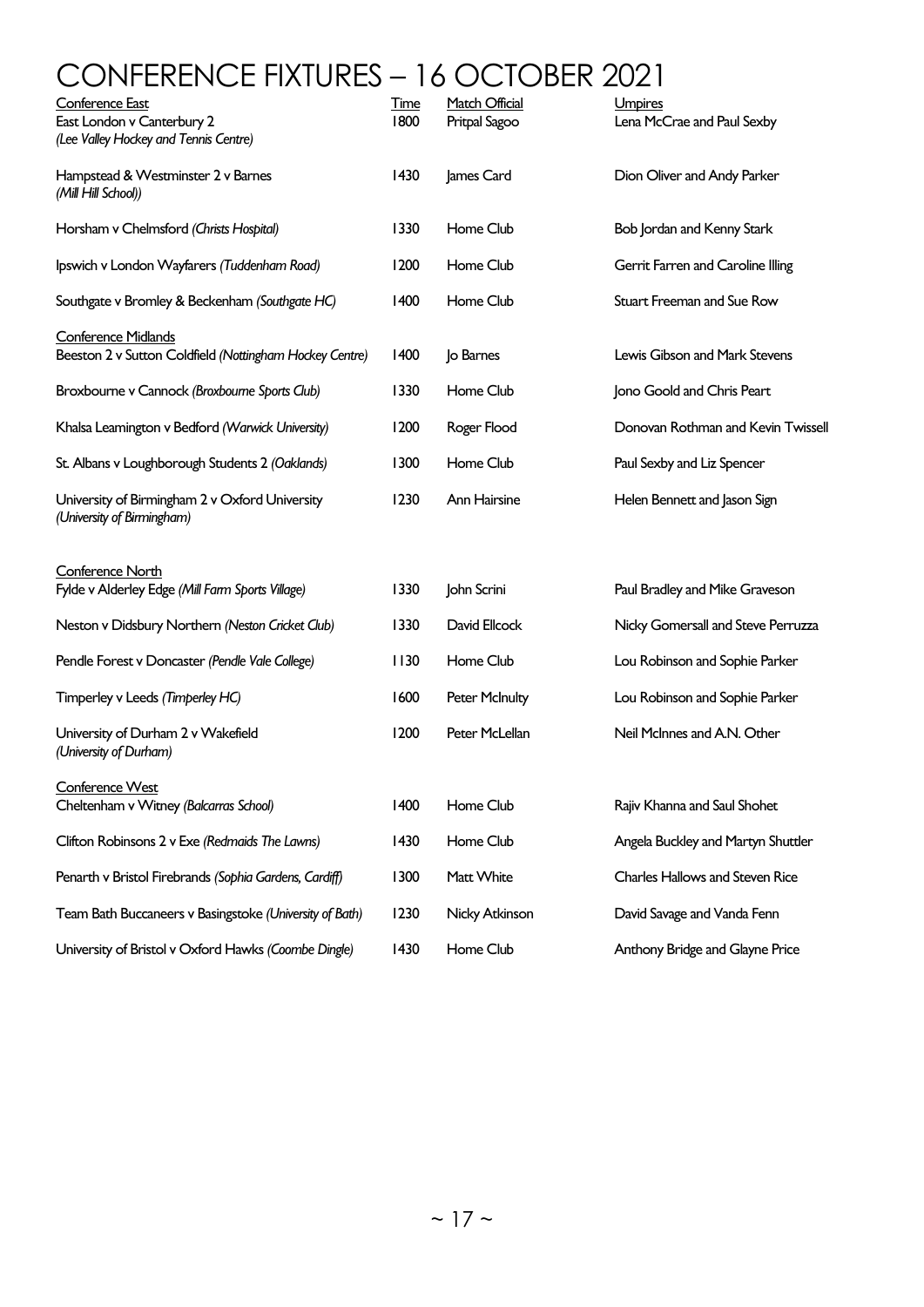# CONFERENCE FIXTURES – 16 OCTOBER 2021

| Conference East | Time | Match Official | Umpires |
|---|---|---|---|
| East London v Canterbury 2 *(Lee Valley Hockey and Tennis Centre)* | 1800 | Pritpal Sagoo | Lena McCrae and Paul Sexby |
| Hampstead & Westminster 2 v Barnes *(Mill Hill School))* | 1430 | James Card | Dion Oliver and Andy Parker |
| Horsham v Chelmsford *(Christs Hospital)* | 1330 | Home Club | Bob Jordan and Kenny Stark |
| Ipswich v London Wayfarers *(Tuddenham Road)* | 1200 | Home Club | Gerrit Farren and Caroline Illing |
| Southgate v Bromley & Beckenham *(Southgate HC)* | 1400 | Home Club | Stuart Freeman and Sue Row |
| **Conference Midlands** | | | |
| Beeston 2 v Sutton Coldfield *(Nottingham Hockey Centre)* | 1400 | Jo Barnes | Lewis Gibson and Mark Stevens |
| Broxbourne v Cannock *(Broxbourne Sports Club)* | 1330 | Home Club | Jono Goold and Chris Peart |
| Khalsa Leamington v Bedford *(Warwick University)* | 1200 | Roger Flood | Donovan Rothman and Kevin Twissell |
| St. Albans v Loughborough Students 2 *(Oaklands)* | 1300 | Home Club | Paul Sexby and Liz Spencer |
| University of Birmingham 2 v Oxford University *(University of Birmingham)* | 1230 | Ann Hairsine | Helen Bennett and Jason Sign |
| **Conference North** | | | |
| Fylde v Alderley Edge *(Mill Farm Sports Village)* | 1330 | John Scrini | Paul Bradley and Mike Graveson |
| Neston v Didsbury Northern *(Neston Cricket Club)* | 1330 | David Ellcock | Nicky Gomersall and Steve Perruzza |
| Pendle Forest v Doncaster *(Pendle Vale College)* | 1130 | Home Club | Lou Robinson and Sophie Parker |
| Timperley v Leeds *(Timperley HC)* | 1600 | Peter McInulty | Lou Robinson and Sophie Parker |
| University of Durham 2 v Wakefield *(University of Durham)* | 1200 | Peter McLellan | Neil McInnes and A.N. Other |
| **Conference West** | | | |
| Cheltenham v Witney *(Balcarras School)* | 1400 | Home Club | Rajiv Khanna and Saul Shohet |
| Clifton Robinsons 2 v Exe *(Redmaids The Lawns)* | 1430 | Home Club | Angela Buckley and Martyn Shuttler |
| Penarth v Bristol Firebrands *(Sophia Gardens, Cardiff)* | 1300 | Matt White | Charles Hallows and Steven Rice |
| Team Bath Buccaneers v Basingstoke *(University of Bath)* | 1230 | Nicky Atkinson | David Savage and Vanda Fenn |
| University of Bristol v Oxford Hawks *(Coombe Dingle)* | 1430 | Home Club | Anthony Bridge and Glayne Price |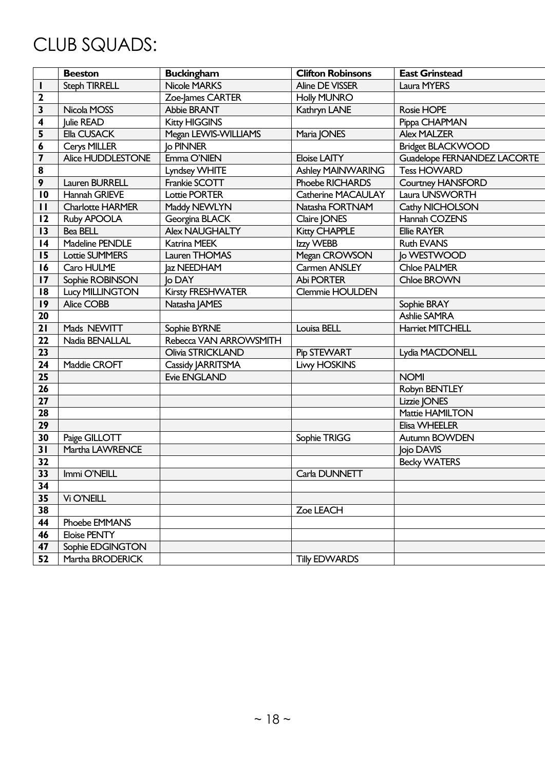# CLUB SQUADS:

| | Beeston | Buckingham | Clifton Robinsons | East Grinstead |
|---|---|---|---|---|
| 1 | Steph TIRRELL | Nicole MARKS | Aline DE VISSER | Laura MYERS |
| 2 | | Zoe-James CARTER | Holly MUNRO | |
| 3 | Nicola MOSS | Abbie BRANT | Kathryn LANE | Rosie HOPE |
| 4 | Julie READ | Kitty HIGGINS | | Pippa CHAPMAN |
| 5 | Ella CUSACK | Megan LEWIS-WILLIAMS | Maria JONES | Alex MALZER |
| 6 | Cerys MILLER | Jo PINNER | | Bridget BLACKWOOD |
| 7 | Alice HUDDLESTONE | Emma O'NIEN | Eloise LAITY | Guadelope FERNANDEZ LACORTE |
| 8 | | Lyndsey WHITE | Ashley MAINWARING | Tess HOWARD |
| 9 | Lauren BURRELL | Frankie SCOTT | Phoebe RICHARDS | Courtney HANSFORD |
| 10 | Hannah GRIEVE | Lottie PORTER | Catherine MACAULAY | Laura UNSWORTH |
| 11 | Charlotte HARMER | Maddy NEWLYN | Natasha FORTNAM | Cathy NICHOLSON |
| 12 | Ruby APOOLA | Georgina BLACK | Claire JONES | Hannah COZENS |
| 13 | Bea BELL | Alex NAUGHALTY | Kitty CHAPPLE | Ellie RAYER |
| 14 | Madeline PENDLE | Katrina MEEK | Izzy WEBB | Ruth EVANS |
| 15 | Lottie SUMMERS | Lauren THOMAS | Megan CROWSON | Jo WESTWOOD |
| 16 | Caro HULME | Jaz NEEDHAM | Carmen ANSLEY | Chloe PALMER |
| 17 | Sophie ROBINSON | Jo DAY | Abi PORTER | Chloe BROWN |
| 18 | Lucy MILLINGTON | Kirsty FRESHWATER | Clemmie HOULDEN | |
| 19 | Alice COBB | Natasha JAMES | | Sophie BRAY |
| 20 | | | | Ashlie SAMRA |
| 21 | Mads NEWITT | Sophie BYRNE | Louisa BELL | Harriet MITCHELL |
| 22 | Nadia BENALLAL | Rebecca VAN ARROWSMITH | | |
| 23 | | Olivia STRICKLAND | Pip STEWART | Lydia MACDONELL |
| 24 | Maddie CROFT | Cassidy JARRITSMA | Livvy HOSKINS | |
| 25 | | Evie ENGLAND | | NOMI |
| 26 | | | | Robyn BENTLEY |
| 27 | | | | Lizzie JONES |
| 28 | | | | Mattie HAMILTON |
| 29 | | | | Elisa WHEELER |
| 30 | Paige GILLOTT | | Sophie TRIGG | Autumn BOWDEN |
| 31 | Martha LAWRENCE | | | Jojo DAVIS |
| 32 | | | | Becky WATERS |
| 33 | Immi O'NEILL | | Carla DUNNETT | |
| 34 | | | | |
| 35 | Vi O'NEILL | | | |
| 38 | | | Zoe LEACH | |
| 44 | Phoebe EMMANS | | | |
| 46 | Eloise PENTY | | | |
| 47 | Sophie EDGINGTON | | | |
| 52 | Martha BRODERICK | | Tilly EDWARDS | |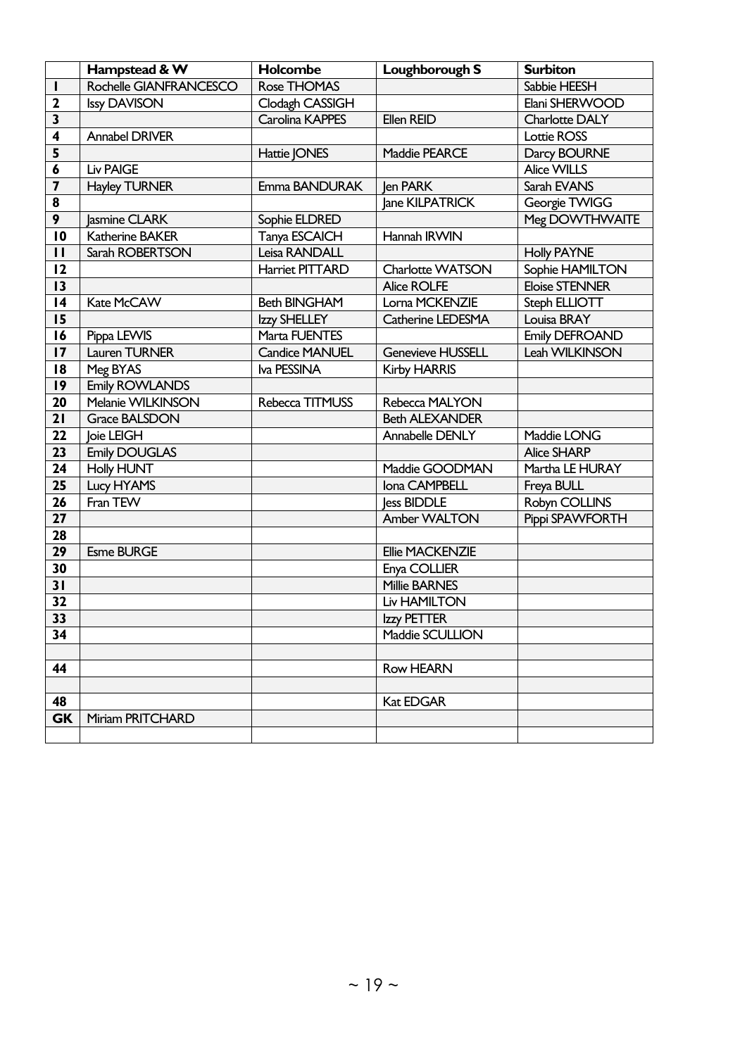| | Hampstead & W | Holcombe | Loughborough S | Surbiton |
|---|---|---|---|---|
| 1 | Rochelle GIANFRANCESCO | Rose THOMAS | | Sabbie HEESH |
| 2 | Issy DAVISON | Clodagh CASSIGH | | Elani SHERWOOD |
| 3 | | Carolina KAPPES | Ellen REID | Charlotte DALY |
| 4 | Annabel DRIVER | | | Lottie ROSS |
| 5 | | Hattie JONES | Maddie PEARCE | Darcy BOURNE |
| 6 | Liv PAIGE | | | Alice WILLS |
| 7 | Hayley TURNER | Emma BANDURAK | Jen PARK | Sarah EVANS |
| 8 | | | Jane KILPATRICK | Georgie TWIGG |
| 9 | Jasmine CLARK | Sophie ELDRED | | Meg DOWTHWAITE |
| 10 | Katherine BAKER | Tanya ESCAICH | Hannah IRWIN | |
| 11 | Sarah ROBERTSON | Leisa RANDALL | | Holly PAYNE |
| 12 | | Harriet PITTARD | Charlotte WATSON | Sophie HAMILTON |
| 13 | | | Alice ROLFE | Eloise STENNER |
| 14 | Kate McCAW | Beth BINGHAM | Lorna MCKENZIE | Steph ELLIOTT |
| 15 | | Izzy SHELLEY | Catherine LEDESMA | Louisa BRAY |
| 16 | Pippa LEWIS | Marta FUENTES | | Emily DEFROAND |
| 17 | Lauren TURNER | Candice MANUEL | Genevieve HUSSELL | Leah WILKINSON |
| 18 | Meg BYAS | Iva PESSINA | Kirby HARRIS | |
| 19 | Emily ROWLANDS | | | |
| 20 | Melanie WILKINSON | Rebecca TITMUSS | Rebecca MALYON | |
| 21 | Grace BALSDON | | Beth ALEXANDER | |
| 22 | Joie LEIGH | | Annabelle DENLY | Maddie LONG |
| 23 | Emily DOUGLAS | | | Alice SHARP |
| 24 | Holly HUNT | | Maddie GOODMAN | Martha LE HURAY |
| 25 | Lucy HYAMS | | Iona CAMPBELL | Freya BULL |
| 26 | Fran TEW | | Jess BIDDLE | Robyn COLLINS |
| 27 | | | Amber WALTON | Pippi SPAWFORTH |
| 28 | | | | |
| 29 | Esme BURGE | | Ellie MACKENZIE | |
| 30 | | | Enya COLLIER | |
| 31 | | | Millie BARNES | |
| 32 | | | Liv HAMILTON | |
| 33 | | | Izzy PETTER | |
| 34 | | | Maddie SCULLION | |
| | | | | |
| 44 | | | Row HEARN | |
| | | | | |
| 48 | | | Kat EDGAR | |
| GK | Miriam PRITCHARD | | | |
| | | | | |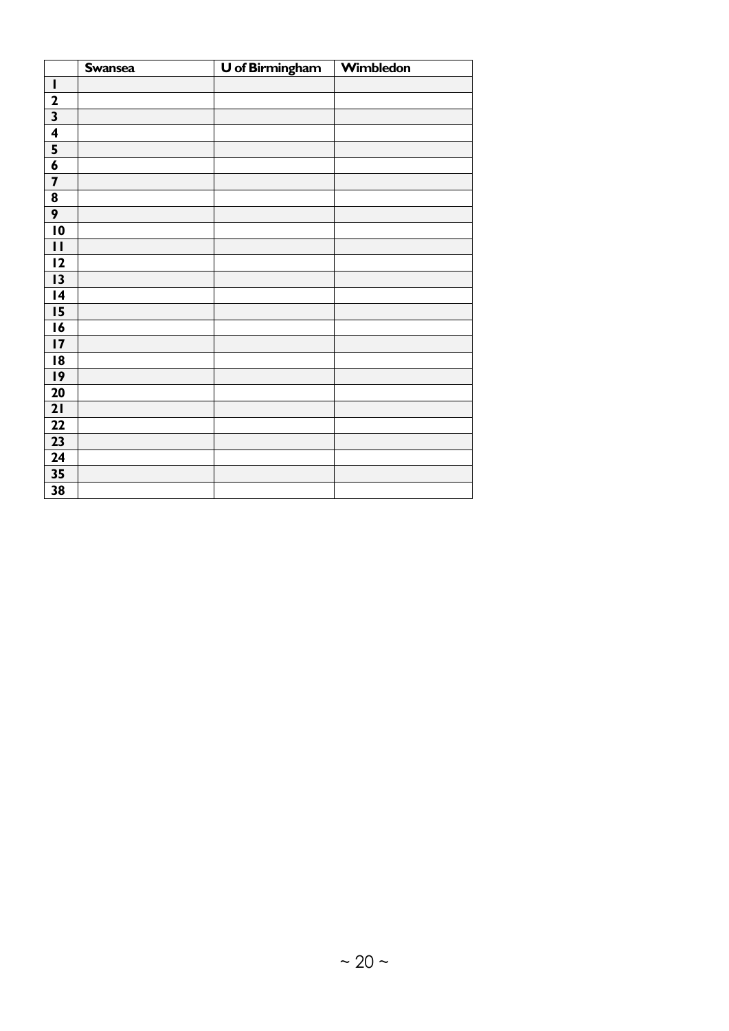| | Swansea | U of Birmingham | Wimbledon |
|---|---|---|---|
| 1 | | | |
| 2 | | | |
| 3 | | | |
| 4 | | | |
| 5 | | | |
| 6 | | | |
| 7 | | | |
| 8 | | | |
| 9 | | | |
| 10 | | | |
| 11 | | | |
| 12 | | | |
| 13 | | | |
| 14 | | | |
| 15 | | | |
| 16 | | | |
| 17 | | | |
| 18 | | | |
| 19 | | | |
| 20 | | | |
| 21 | | | |
| 22 | | | |
| 23 | | | |
| 24 | | | |
| 35 | | | |
| 38 | | | |